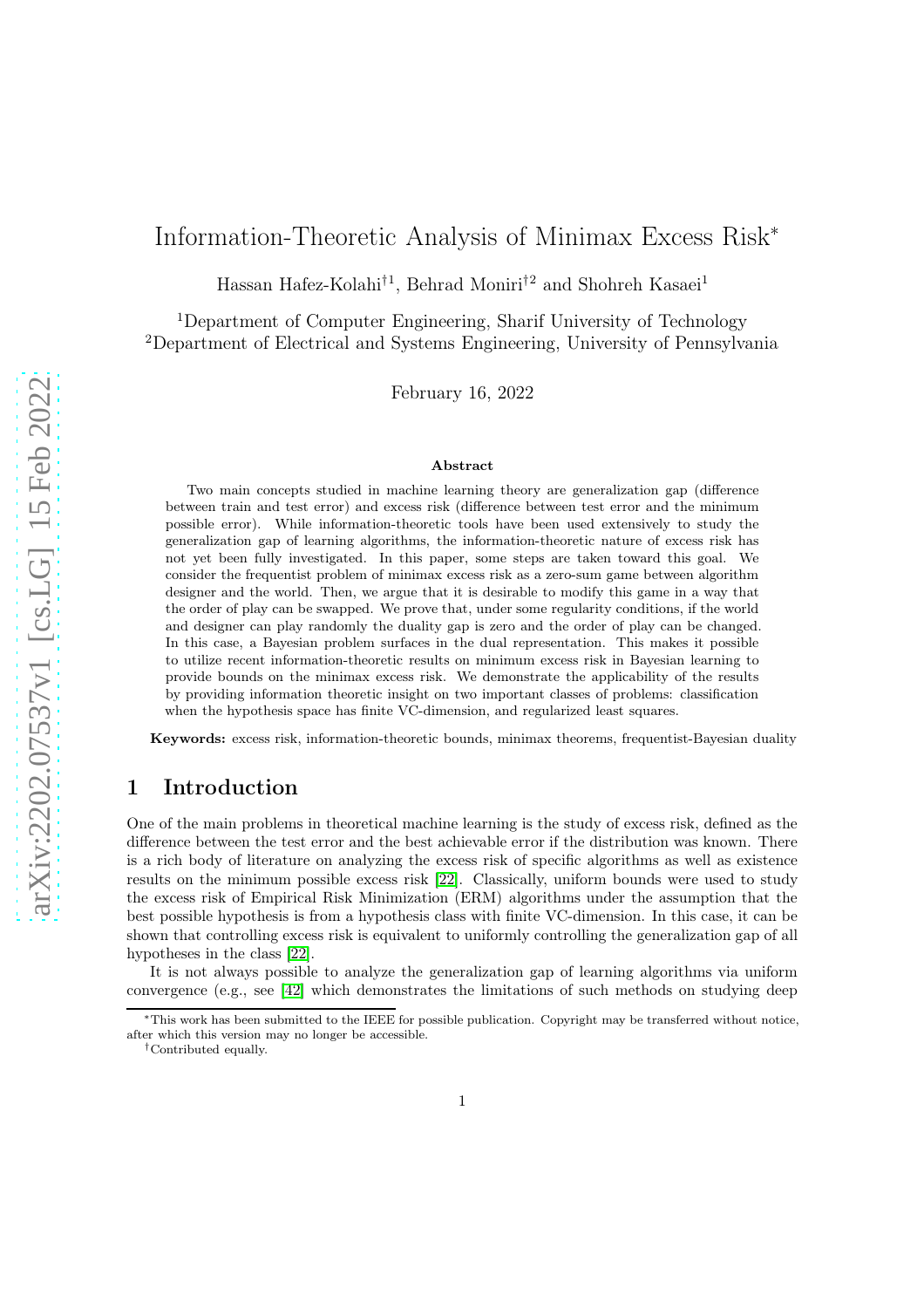# Information-Theoretic Analysis of Minimax Excess Risk*

Hassan Hafez-Kolahi†1, Behrad Moniri†2 and Shohreh Kasaei1

1Department of Computer Engineering, Sharif University of Technology
2Department of Electrical and Systems Engineering, University of Pennsylvania

February 16, 2022

### Abstract

Two main concepts studied in machine learning theory are generalization gap (difference between train and test error) and excess risk (difference between test error and the minimum possible error). While information-theoretic tools have been used extensively to study the generalization gap of learning algorithms, the information-theoretic nature of excess risk has not yet been fully investigated. In this paper, some steps are taken toward this goal. We consider the frequentist problem of minimax excess risk as a zero-sum game between algorithm designer and the world. Then, we argue that it is desirable to modify this game in a way that the order of play can be swapped. We prove that, under some regularity conditions, if the world and designer can play randomly the duality gap is zero and the order of play can be changed. In this case, a Bayesian problem surfaces in the dual representation. This makes it possible to utilize recent information-theoretic results on minimum excess risk in Bayesian learning to provide bounds on the minimax excess risk. We demonstrate the applicability of the results by providing information theoretic insight on two important classes of problems: classification when the hypothesis space has finite VC-dimension, and regularized least squares.

**Keywords:** excess risk, information-theoretic bounds, minimax theorems, frequentist-Bayesian duality

## 1 Introduction

One of the main problems in theoretical machine learning is the study of excess risk, defined as the difference between the test error and the best achievable error if the distribution was known. There is a rich body of literature on analyzing the excess risk of specific algorithms as well as existence results on the minimum possible excess risk [22]. Classically, uniform bounds were used to study the excess risk of Empirical Risk Minimization (ERM) algorithms under the assumption that the best possible hypothesis is from a hypothesis class with finite VC-dimension. In this case, it can be shown that controlling excess risk is equivalent to uniformly controlling the generalization gap of all hypotheses in the class [22].

It is not always possible to analyze the generalization gap of learning algorithms via uniform convergence (e.g., see [42] which demonstrates the limitations of such methods on studying deep

*This work has been submitted to the IEEE for possible publication. Copyright may be transferred without notice, after which this version may no longer be accessible.

†Contributed equally.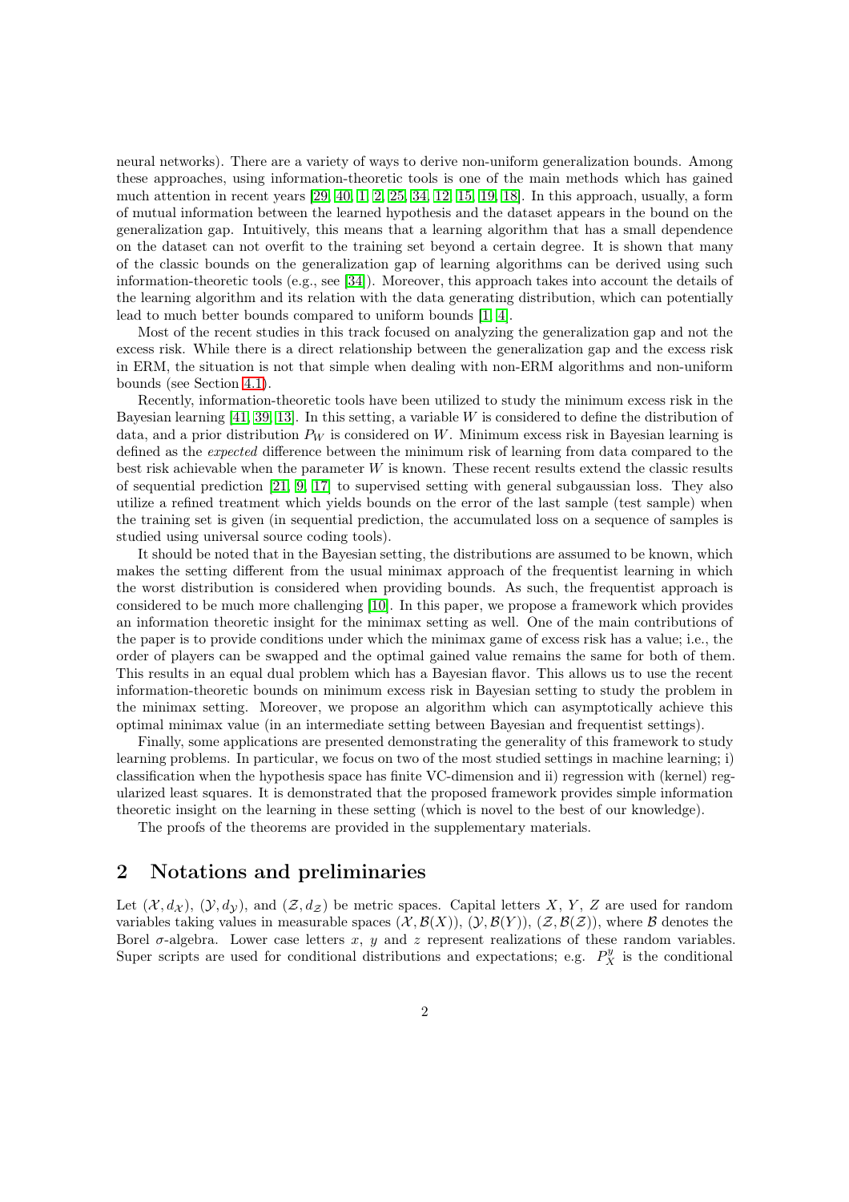neural networks). There are a variety of ways to derive non-uniform generalization bounds. Among these approaches, using information-theoretic tools is one of the main methods which has gained much attention in recent years [29, 40, 1, 2, 25, 34, 12, 15, 19, 18]. In this approach, usually, a form of mutual information between the learned hypothesis and the dataset appears in the bound on the generalization gap. Intuitively, this means that a learning algorithm that has a small dependence on the dataset can not overfit to the training set beyond a certain degree. It is shown that many of the classic bounds on the generalization gap of learning algorithms can be derived using such information-theoretic tools (e.g., see [34]). Moreover, this approach takes into account the details of the learning algorithm and its relation with the data generating distribution, which can potentially lead to much better bounds compared to uniform bounds [1, 4].

Most of the recent studies in this track focused on analyzing the generalization gap and not the excess risk. While there is a direct relationship between the generalization gap and the excess risk in ERM, the situation is not that simple when dealing with non-ERM algorithms and non-uniform bounds (see Section 4.1).

Recently, information-theoretic tools have been utilized to study the minimum excess risk in the Bayesian learning [41, 39, 13]. In this setting, a variable $W$ is considered to define the distribution of data, and a prior distribution $P_W$ is considered on $W$. Minimum excess risk in Bayesian learning is defined as the *expected* difference between the minimum risk of learning from data compared to the best risk achievable when the parameter $W$ is known. These recent results extend the classic results of sequential prediction [21, 9, 17] to supervised setting with general subgaussian loss. They also utilize a refined treatment which yields bounds on the error of the last sample (test sample) when the training set is given (in sequential prediction, the accumulated loss on a sequence of samples is studied using universal source coding tools).

It should be noted that in the Bayesian setting, the distributions are assumed to be known, which makes the setting different from the usual minimax approach of the frequentist learning in which the worst distribution is considered when providing bounds. As such, the frequentist approach is considered to be much more challenging [10]. In this paper, we propose a framework which provides an information theoretic insight for the minimax setting as well. One of the main contributions of the paper is to provide conditions under which the minimax game of excess risk has a value; i.e., the order of players can be swapped and the optimal gained value remains the same for both of them. This results in an equal dual problem which has a Bayesian flavor. This allows us to use the recent information-theoretic bounds on minimum excess risk in Bayesian setting to study the problem in the minimax setting. Moreover, we propose an algorithm which can asymptotically achieve this optimal minimax value (in an intermediate setting between Bayesian and frequentist settings).

Finally, some applications are presented demonstrating the generality of this framework to study learning problems. In particular, we focus on two of the most studied settings in machine learning; i) classification when the hypothesis space has finite VC-dimension and ii) regression with (kernel) regularized least squares. It is demonstrated that the proposed framework provides simple information theoretic insight on the learning in these setting (which is novel to the best of our knowledge).

The proofs of the theorems are provided in the supplementary materials.

## 2 Notations and preliminaries

Let $(\mathcal{X}, d_{\mathcal{X}})$, $(\mathcal{Y}, d_{\mathcal{Y}})$, and $(\mathcal{Z}, d_{\mathcal{Z}})$ be metric spaces. Capital letters $X$, $Y$, $Z$ are used for random variables taking values in measurable spaces $(\mathcal{X}, \mathcal{B}(X))$, $(\mathcal{Y}, \mathcal{B}(Y))$, $(\mathcal{Z}, \mathcal{B}(\mathcal{Z}))$, where $\mathcal{B}$ denotes the Borel $\sigma$-algebra. Lower case letters $x$, $y$ and $z$ represent realizations of these random variables. Super scripts are used for conditional distributions and expectations; e.g. $P_X^y$ is the conditional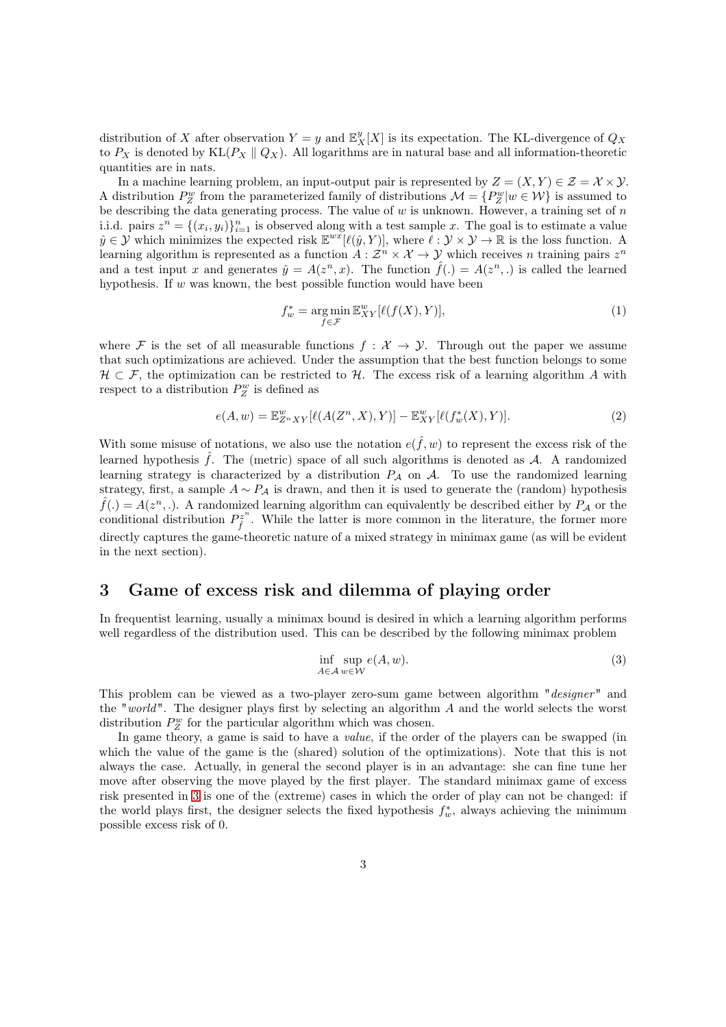distribution of $X$ after observation $Y = y$ and $\mathbb{E}_X^y[X]$ is its expectation. The KL-divergence of $Q_X$ to $P_X$ is denoted by $\mathrm{KL}(P_X \parallel Q_X)$. All logarithms are in natural base and all information-theoretic quantities are in nats.

In a machine learning problem, an input-output pair is represented by $Z = (X, Y) \in \mathcal{Z} = \mathcal{X} \times \mathcal{Y}$. A distribution $P_Z^w$ from the parameterized family of distributions $\mathcal{M} = \{P_Z^w | w \in \mathcal{W}\}$ is assumed to be describing the data generating process. The value of $w$ is unknown. However, a training set of $n$ i.i.d. pairs $z^n = \{(x_i, y_i)\}_{i=1}^n$ is observed along with a test sample $x$. The goal is to estimate a value $\hat{y} \in \mathcal{Y}$ which minimizes the expected risk $\mathbb{E}^{wx}[\ell(\hat{y}, Y)]$, where $\ell : \mathcal{Y} \times \mathcal{Y} \to \mathbb{R}$ is the loss function. A learning algorithm is represented as a function $A : \mathcal{Z}^n \times \mathcal{X} \to \mathcal{Y}$ which receives $n$ training pairs $z^n$ and a test input $x$ and generates $\hat{y} = A(z^n, x)$. The function $\hat{f}(.) = A(z^n, .)$ is called the learned hypothesis. If $w$ was known, the best possible function would have been

$$f_w^* = \operatorname*{arg\,min}_{f \in \mathcal{F}} \mathbb{E}_{XY}^w[\ell(f(X), Y)], \tag{1}$$

where $\mathcal{F}$ is the set of all measurable functions $f : \mathcal{X} \to \mathcal{Y}$. Through out the paper we assume that such optimizations are achieved. Under the assumption that the best function belongs to some $\mathcal{H} \subset \mathcal{F}$, the optimization can be restricted to $\mathcal{H}$. The excess risk of a learning algorithm $A$ with respect to a distribution $P_Z^w$ is defined as

$$e(A, w) = \mathbb{E}_{Z^n XY}^w[\ell(A(Z^n, X), Y)] - \mathbb{E}_{XY}^w[\ell(f_w^*(X), Y)]. \tag{2}$$

With some misuse of notations, we also use the notation $e(\hat{f}, w)$ to represent the excess risk of the learned hypothesis $\hat{f}$. The (metric) space of all such algorithms is denoted as $\mathcal{A}$. A randomized learning strategy is characterized by a distribution $P_{\mathcal{A}}$ on $\mathcal{A}$. To use the randomized learning strategy, first, a sample $A \sim P_{\mathcal{A}}$ is drawn, and then it is used to generate the (random) hypothesis $\hat{f}(.) = A(z^n, .)$. A randomized learning algorithm can equivalently be described either by $P_{\mathcal{A}}$ or the conditional distribution $P_{\hat{f}}^{z^n}$. While the latter is more common in the literature, the former more directly captures the game-theoretic nature of a mixed strategy in minimax game (as will be evident in the next section).

## 3 Game of excess risk and dilemma of playing order

In frequentist learning, usually a minimax bound is desired in which a learning algorithm performs well regardless of the distribution used. This can be described by the following minimax problem

$$\inf_{A \in \mathcal{A}} \sup_{w \in \mathcal{W}} e(A, w). \tag{3}$$

This problem can be viewed as a two-player zero-sum game between algorithm "*designer*" and the "*world*". The designer plays first by selecting an algorithm $A$ and the world selects the worst distribution $P_Z^w$ for the particular algorithm which was chosen.

In game theory, a game is said to have a *value*, if the order of the players can be swapped (in which the value of the game is the (shared) solution of the optimizations). Note that this is not always the case. Actually, in general the second player is in an advantage: she can fine tune her move after observing the move played by the first player. The standard minimax game of excess risk presented in 3 is one of the (extreme) cases in which the order of play can not be changed: if the world plays first, the designer selects the fixed hypothesis $f_w^*$, always achieving the minimum possible excess risk of 0.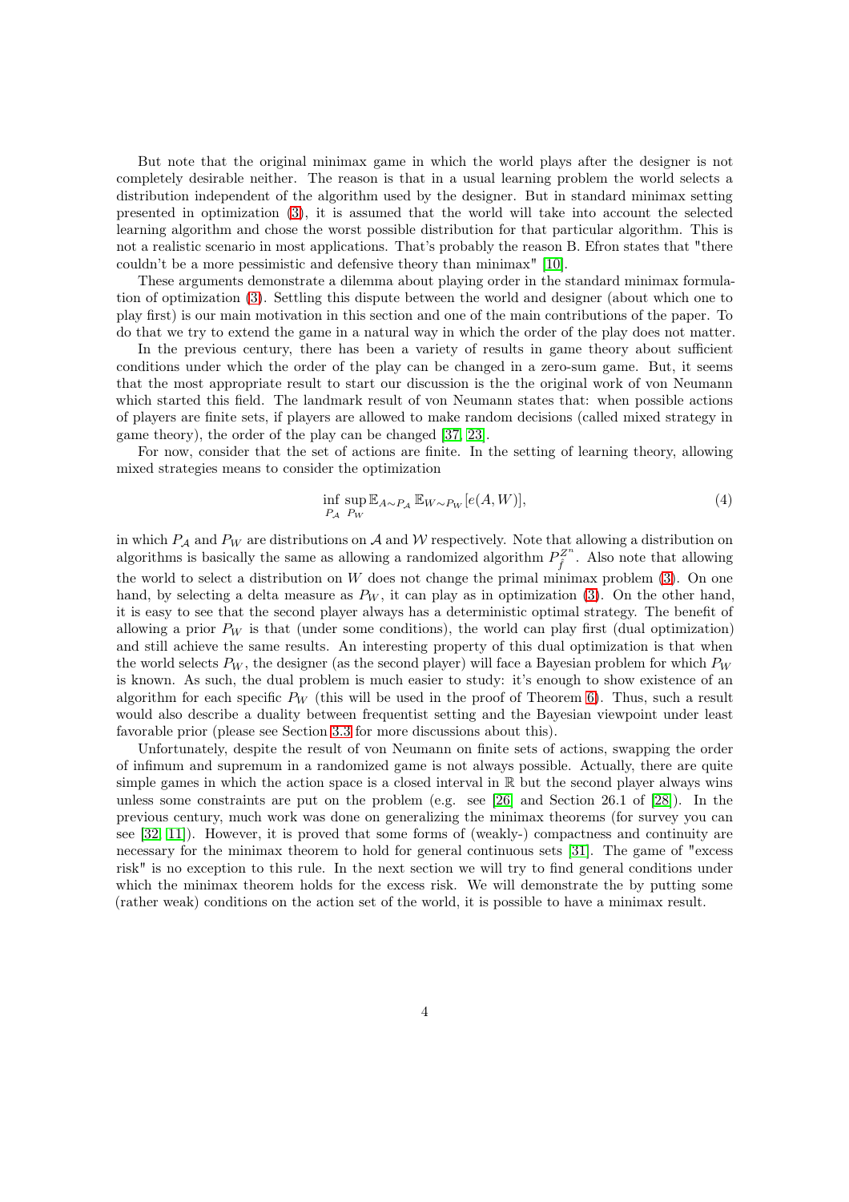But note that the original minimax game in which the world plays after the designer is not completely desirable neither. The reason is that in a usual learning problem the world selects a distribution independent of the algorithm used by the designer. But in standard minimax setting presented in optimization (3), it is assumed that the world will take into account the selected learning algorithm and chose the worst possible distribution for that particular algorithm. This is not a realistic scenario in most applications. That's probably the reason B. Efron states that "there couldn't be a more pessimistic and defensive theory than minimax" [10].

These arguments demonstrate a dilemma about playing order in the standard minimax formulation of optimization (3). Settling this dispute between the world and designer (about which one to play first) is our main motivation in this section and one of the main contributions of the paper. To do that we try to extend the game in a natural way in which the order of the play does not matter.

In the previous century, there has been a variety of results in game theory about sufficient conditions under which the order of the play can be changed in a zero-sum game. But, it seems that the most appropriate result to start our discussion is the the original work of von Neumann which started this field. The landmark result of von Neumann states that: when possible actions of players are finite sets, if players are allowed to make random decisions (called mixed strategy in game theory), the order of the play can be changed [37, 23].

For now, consider that the set of actions are finite. In the setting of learning theory, allowing mixed strategies means to consider the optimization

$$\inf_{P_{\mathcal{A}}} \sup_{P_W} \mathbb{E}_{A\sim P_{\mathcal{A}}} \mathbb{E}_{W\sim P_W}[e(A, W)], \tag{4}$$

in which $P_{\mathcal{A}}$ and $P_W$ are distributions on $\mathcal{A}$ and $\mathcal{W}$ respectively. Note that allowing a distribution on algorithms is basically the same as allowing a randomized algorithm $P_{\hat{f}}^{Z^n}$. Also note that allowing the world to select a distribution on $W$ does not change the primal minimax problem (3). On one hand, by selecting a delta measure as $P_W$, it can play as in optimization (3). On the other hand, it is easy to see that the second player always has a deterministic optimal strategy. The benefit of allowing a prior $P_W$ is that (under some conditions), the world can play first (dual optimization) and still achieve the same results. An interesting property of this dual optimization is that when the world selects $P_W$, the designer (as the second player) will face a Bayesian problem for which $P_W$ is known. As such, the dual problem is much easier to study: it's enough to show existence of an algorithm for each specific $P_W$ (this will be used in the proof of Theorem 6). Thus, such a result would also describe a duality between frequentist setting and the Bayesian viewpoint under least favorable prior (please see Section 3.3 for more discussions about this).

Unfortunately, despite the result of von Neumann on finite sets of actions, swapping the order of infimum and supremum in a randomized game is not always possible. Actually, there are quite simple games in which the action space is a closed interval in $\mathbb{R}$ but the second player always wins unless some constraints are put on the problem (e.g. see [26] and Section 26.1 of [28]). In the previous century, much work was done on generalizing the minimax theorems (for survey you can see [32, 11]). However, it is proved that some forms of (weakly-) compactness and continuity are necessary for the minimax theorem to hold for general continuous sets [31]. The game of "excess risk" is no exception to this rule. In the next section we will try to find general conditions under which the minimax theorem holds for the excess risk. We will demonstrate the by putting some (rather weak) conditions on the action set of the world, it is possible to have a minimax result.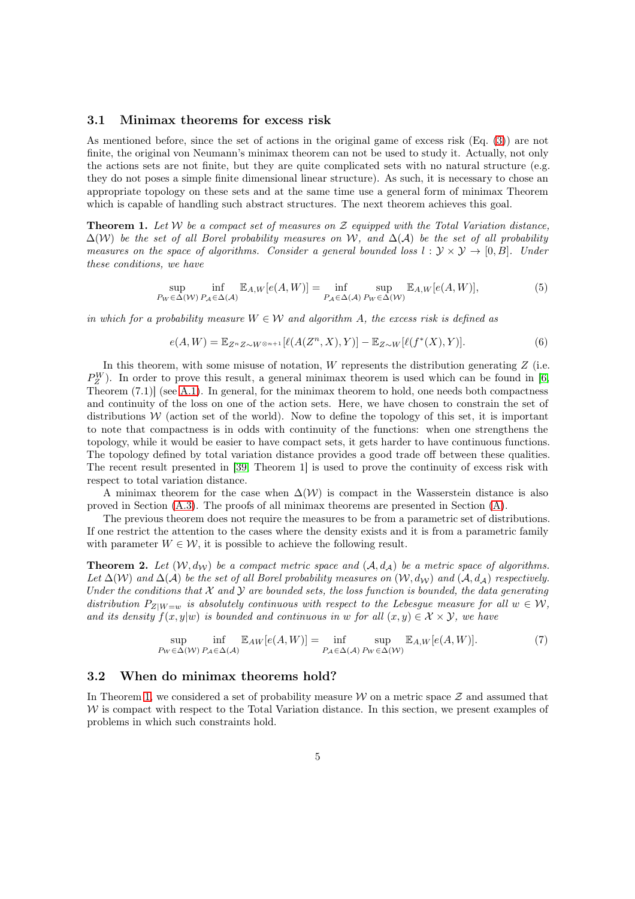### 3.1 Minimax theorems for excess risk

As mentioned before, since the set of actions in the original game of excess risk (Eq. (3)) are not finite, the original von Neumann's minimax theorem can not be used to study it. Actually, not only the actions sets are not finite, but they are quite complicated sets with no natural structure (e.g. they do not poses a simple finite dimensional linear structure). As such, it is necessary to chose an appropriate topology on these sets and at the same time use a general form of minimax Theorem which is capable of handling such abstract structures. The next theorem achieves this goal.

**Theorem 1.** *Let $\mathcal{W}$ be a compact set of measures on $\mathcal{Z}$ equipped with the Total Variation distance, $\Delta(\mathcal{W})$ be the set of all Borel probability measures on $\mathcal{W}$, and $\Delta(\mathcal{A})$ be the set of all probability measures on the space of algorithms. Consider a general bounded loss $l : \mathcal{Y} \times \mathcal{Y} \to [0, B]$. Under these conditions, we have*

$$\sup_{P_W \in \Delta(\mathcal{W})} \inf_{P_\mathcal{A} \in \Delta(\mathcal{A})} \mathbb{E}_{A,W}[e(A, W)] = \inf_{P_\mathcal{A} \in \Delta(\mathcal{A})} \sup_{P_W \in \Delta(\mathcal{W})} \mathbb{E}_{A,W}[e(A, W)], \tag{5}$$

*in which for a probability measure $W \in \mathcal{W}$ and algorithm $A$, the excess risk is defined as*

$$e(A, W) = \mathbb{E}_{Z^n Z \sim W^{\otimes n+1}}[\ell(A(Z^n, X), Y)] - \mathbb{E}_{Z\sim W}[\ell(f^*(X), Y)]. \tag{6}$$

In this theorem, with some misuse of notation, $W$ represents the distribution generating $Z$ (i.e. $P_Z^W$). In order to prove this result, a general minimax theorem is used which can be found in [6, Theorem (7.1)] (see A.1). In general, for the minimax theorem to hold, one needs both compactness and continuity of the loss on one of the action sets. Here, we have chosen to constrain the set of distributions $\mathcal{W}$ (action set of the world). Now to define the topology of this set, it is important to note that compactness is in odds with continuity of the functions: when one strengthens the topology, while it would be easier to have compact sets, it gets harder to have continuous functions. The topology defined by total variation distance provides a good trade off between these qualities. The recent result presented in [39, Theorem 1] is used to prove the continuity of excess risk with respect to total variation distance.

A minimax theorem for the case when $\Delta(\mathcal{W})$ is compact in the Wasserstein distance is also proved in Section (A.3). The proofs of all minimax theorems are presented in Section (A).

The previous theorem does not require the measures to be from a parametric set of distributions. If one restrict the attention to the cases where the density exists and it is from a parametric family with parameter $W \in \mathcal{W}$, it is possible to achieve the following result.

**Theorem 2.** *Let $(\mathcal{W}, d_\mathcal{W})$ be a compact metric space and $(\mathcal{A}, d_\mathcal{A})$ be a metric space of algorithms. Let $\Delta(\mathcal{W})$ and $\Delta(\mathcal{A})$ be the set of all Borel probability measures on $(\mathcal{W}, d_\mathcal{W})$ and $(\mathcal{A}, d_\mathcal{A})$ respectively. Under the conditions that $\mathcal{X}$ and $\mathcal{Y}$ are bounded sets, the loss function is bounded, the data generating distribution $P_{Z|W=w}$ is absolutely continuous with respect to the Lebesgue measure for all $w \in \mathcal{W}$, and its density $f(x, y|w)$ is bounded and continuous in $w$ for all $(x, y) \in \mathcal{X} \times \mathcal{Y}$, we have*

$$\sup_{P_W \in \Delta(\mathcal{W})} \inf_{P_\mathcal{A} \in \Delta(\mathcal{A})} \mathbb{E}_{AW}[e(A, W)] = \inf_{P_\mathcal{A} \in \Delta(\mathcal{A})} \sup_{P_W \in \Delta(\mathcal{W})} \mathbb{E}_{A,W}[e(A, W)]. \tag{7}$$

### 3.2 When do minimax theorems hold?

In Theorem 1, we considered a set of probability measure $\mathcal{W}$ on a metric space $\mathcal{Z}$ and assumed that $\mathcal{W}$ is compact with respect to the Total Variation distance. In this section, we present examples of problems in which such constraints hold.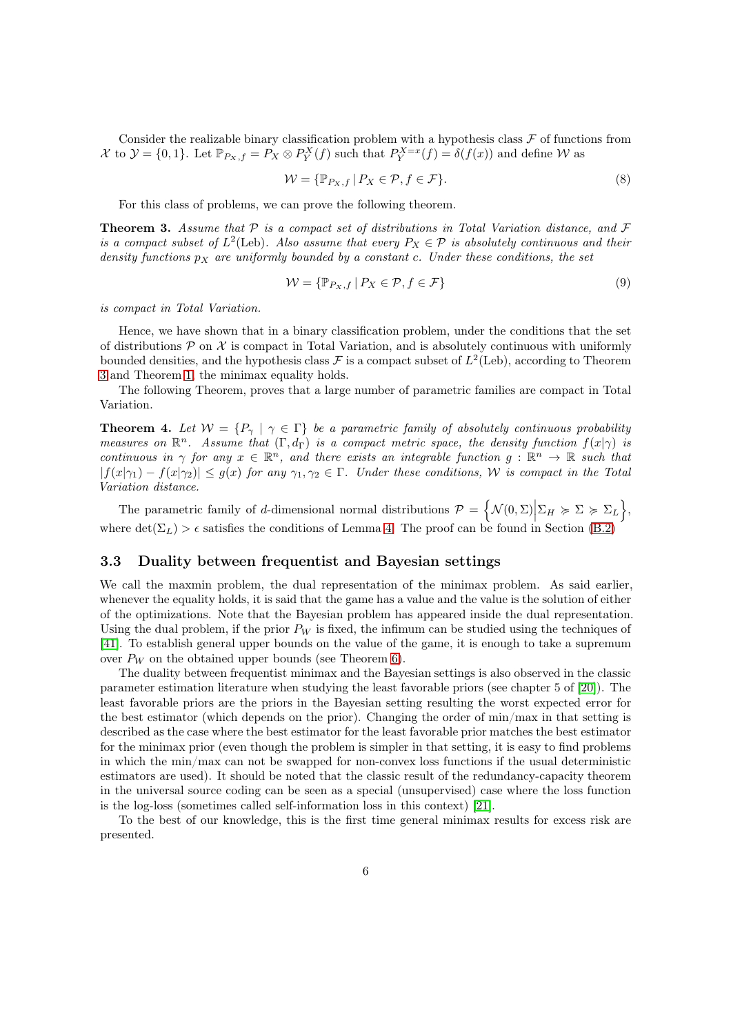Consider the realizable binary classification problem with a hypothesis class $\mathcal{F}$ of functions from $\mathcal{X}$ to $\mathcal{Y} = \{0, 1\}$. Let $\mathbb{P}_{P_X,f} = P_X \otimes P_Y^X(f)$ such that $P_Y^{X=x}(f) = \delta(f(x))$ and define $\mathcal{W}$ as

$$\mathcal{W} = \{\mathbb{P}_{P_X,f} \,|\, P_X \in \mathcal{P}, f \in \mathcal{F}\}. \tag{8}$$

For this class of problems, we can prove the following theorem.

**Theorem 3.** *Assume that $\mathcal{P}$ is a compact set of distributions in Total Variation distance, and $\mathcal{F}$ is a compact subset of $L^2(\text{Leb})$. Also assume that every $P_X \in \mathcal{P}$ is absolutely continuous and their density functions $p_X$ are uniformly bounded by a constant $c$. Under these conditions, the set*

$$\mathcal{W} = \{\mathbb{P}_{P_X,f} \,|\, P_X \in \mathcal{P}, f \in \mathcal{F}\} \tag{9}$$

*is compact in Total Variation.*

Hence, we have shown that in a binary classification problem, under the conditions that the set of distributions $\mathcal{P}$ on $\mathcal{X}$ is compact in Total Variation, and is absolutely continuous with uniformly bounded densities, and the hypothesis class $\mathcal{F}$ is a compact subset of $L^2(\text{Leb})$, according to Theorem 3 and Theorem 1, the minimax equality holds.

The following Theorem, proves that a large number of parametric families are compact in Total Variation.

**Theorem 4.** *Let $\mathcal{W} = \{P_\gamma \mid \gamma \in \Gamma\}$ be a parametric family of absolutely continuous probability measures on $\mathbb{R}^n$. Assume that $(\Gamma, d_\Gamma)$ is a compact metric space, the density function $f(x|\gamma)$ is continuous in $\gamma$ for any $x \in \mathbb{R}^n$, and there exists an integrable function $g : \mathbb{R}^n \to \mathbb{R}$ such that $|f(x|\gamma_1) - f(x|\gamma_2)| \leq g(x)$ for any $\gamma_1, \gamma_2 \in \Gamma$. Under these conditions, $\mathcal{W}$ is compact in the Total Variation distance.*

The parametric family of $d$-dimensional normal distributions $\mathcal{P} = \left\{\mathcal{N}(0, \Sigma) \middle| \Sigma_H \succcurlyeq \Sigma \succcurlyeq \Sigma_L\right\}$, where $\det(\Sigma_L) > \epsilon$ satisfies the conditions of Lemma 4. The proof can be found in Section (B.2)

### 3.3 Duality between frequentist and Bayesian settings

We call the maxmin problem, the dual representation of the minimax problem. As said earlier, whenever the equality holds, it is said that the game has a value and the value is the solution of either of the optimizations. Note that the Bayesian problem has appeared inside the dual representation. Using the dual problem, if the prior $P_W$ is fixed, the infimum can be studied using the techniques of [41]. To establish general upper bounds on the value of the game, it is enough to take a supremum over $P_W$ on the obtained upper bounds (see Theorem 6).

The duality between frequentist minimax and the Bayesian settings is also observed in the classic parameter estimation literature when studying the least favorable priors (see chapter 5 of [20]). The least favorable priors are the priors in the Bayesian setting resulting the worst expected error for the best estimator (which depends on the prior). Changing the order of min/max in that setting is described as the case where the best estimator for the least favorable prior matches the best estimator for the minimax prior (even though the problem is simpler in that setting, it is easy to find problems in which the min/max can not be swapped for non-convex loss functions if the usual deterministic estimators are used). It should be noted that the classic result of the redundancy-capacity theorem in the universal source coding can be seen as a special (unsupervised) case where the loss function is the log-loss (sometimes called self-information loss in this context) [21].

To the best of our knowledge, this is the first time general minimax results for excess risk are presented.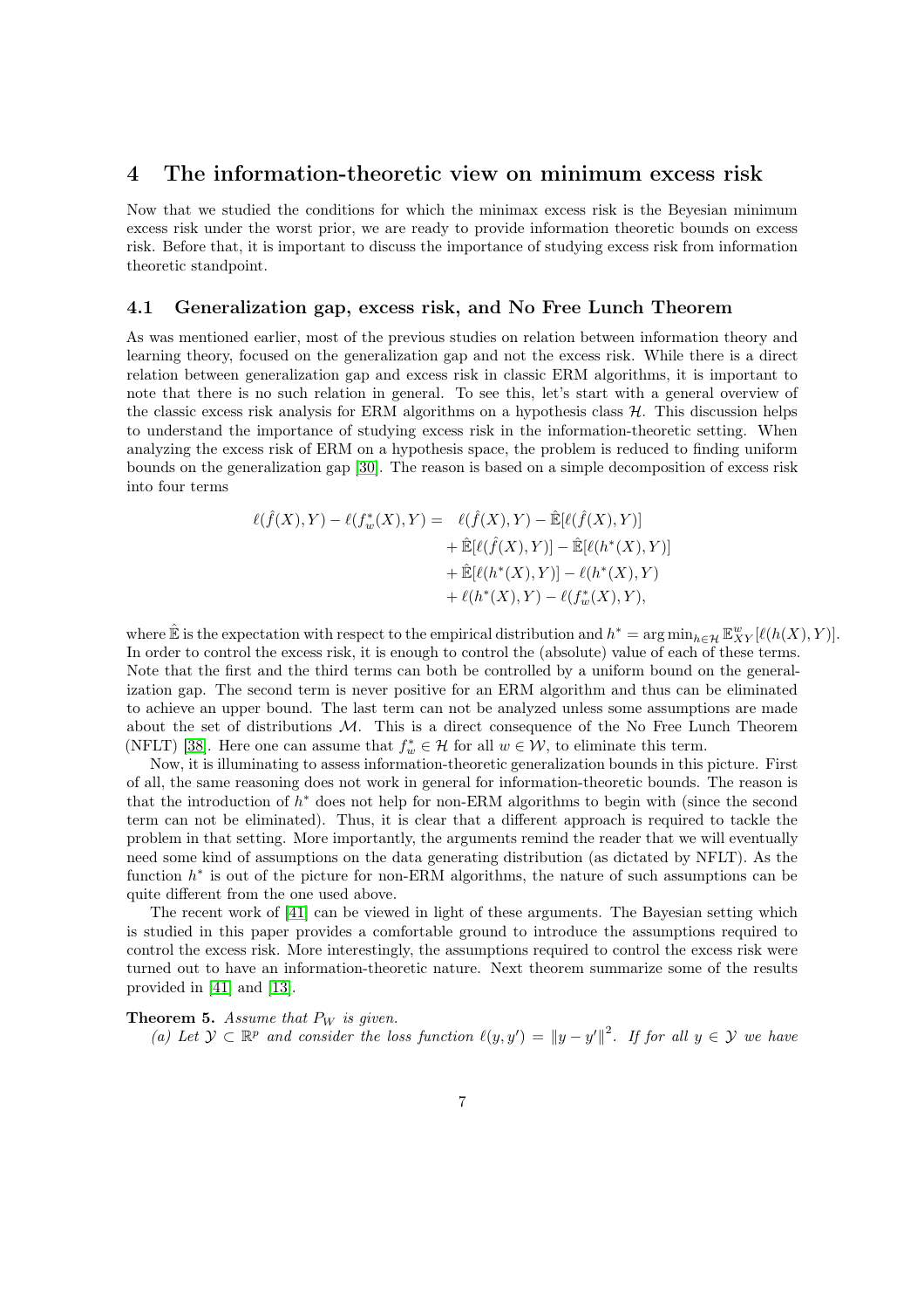# 4 The information-theoretic view on minimum excess risk

Now that we studied the conditions for which the minimax excess risk is the Beyesian minimum excess risk under the worst prior, we are ready to provide information theoretic bounds on excess risk. Before that, it is important to discuss the importance of studying excess risk from information theoretic standpoint.

## 4.1 Generalization gap, excess risk, and No Free Lunch Theorem

As was mentioned earlier, most of the previous studies on relation between information theory and learning theory, focused on the generalization gap and not the excess risk. While there is a direct relation between generalization gap and excess risk in classic ERM algorithms, it is important to note that there is no such relation in general. To see this, let's start with a general overview of the classic excess risk analysis for ERM algorithms on a hypothesis class $\mathcal{H}$. This discussion helps to understand the importance of studying excess risk in the information-theoretic setting. When analyzing the excess risk of ERM on a hypothesis space, the problem is reduced to finding uniform bounds on the generalization gap [30]. The reason is based on a simple decomposition of excess risk into four terms

$$
\begin{aligned}
\ell(\hat{f}(X),Y) - \ell(f^*_w(X),Y) = \quad & \ell(\hat{f}(X),Y) - \hat{\mathbb{E}}[\ell(\hat{f}(X),Y)] \\
& + \hat{\mathbb{E}}[\ell(\hat{f}(X),Y)] - \hat{\mathbb{E}}[\ell(h^*(X),Y)] \\
& + \hat{\mathbb{E}}[\ell(h^*(X),Y)] - \ell(h^*(X),Y) \\
& + \ell(h^*(X),Y) - \ell(f^*_w(X),Y),
\end{aligned}
$$

where $\hat{\mathbb{E}}$ is the expectation with respect to the empirical distribution and $h^* = \arg\min_{h\in\mathcal{H}} \mathbb{E}^w_{XY}[\ell(h(X),Y)]$. In order to control the excess risk, it is enough to control the (absolute) value of each of these terms. Note that the first and the third terms can both be controlled by a uniform bound on the generalization gap. The second term is never positive for an ERM algorithm and thus can be eliminated to achieve an upper bound. The last term can not be analyzed unless some assumptions are made about the set of distributions $\mathcal{M}$. This is a direct consequence of the No Free Lunch Theorem (NFLT) [38]. Here one can assume that $f^*_w \in \mathcal{H}$ for all $w \in \mathcal{W}$, to eliminate this term.

Now, it is illuminating to assess information-theoretic generalization bounds in this picture. First of all, the same reasoning does not work in general for information-theoretic bounds. The reason is that the introduction of $h^*$ does not help for non-ERM algorithms to begin with (since the second term can not be eliminated). Thus, it is clear that a different approach is required to tackle the problem in that setting. More importantly, the arguments remind the reader that we will eventually need some kind of assumptions on the data generating distribution (as dictated by NFLT). As the function $h^*$ is out of the picture for non-ERM algorithms, the nature of such assumptions can be quite different from the one used above.

The recent work of [41] can be viewed in light of these arguments. The Bayesian setting which is studied in this paper provides a comfortable ground to introduce the assumptions required to control the excess risk. More interestingly, the assumptions required to control the excess risk were turned out to have an information-theoretic nature. Next theorem summarize some of the results provided in [41] and [13].

**Theorem 5.** *Assume that $P_W$ is given.*

*(a) Let $\mathcal{Y} \subset \mathbb{R}^p$ and consider the loss function $\ell(y,y') = \|y-y'\|^2$. If for all $y \in \mathcal{Y}$ we have*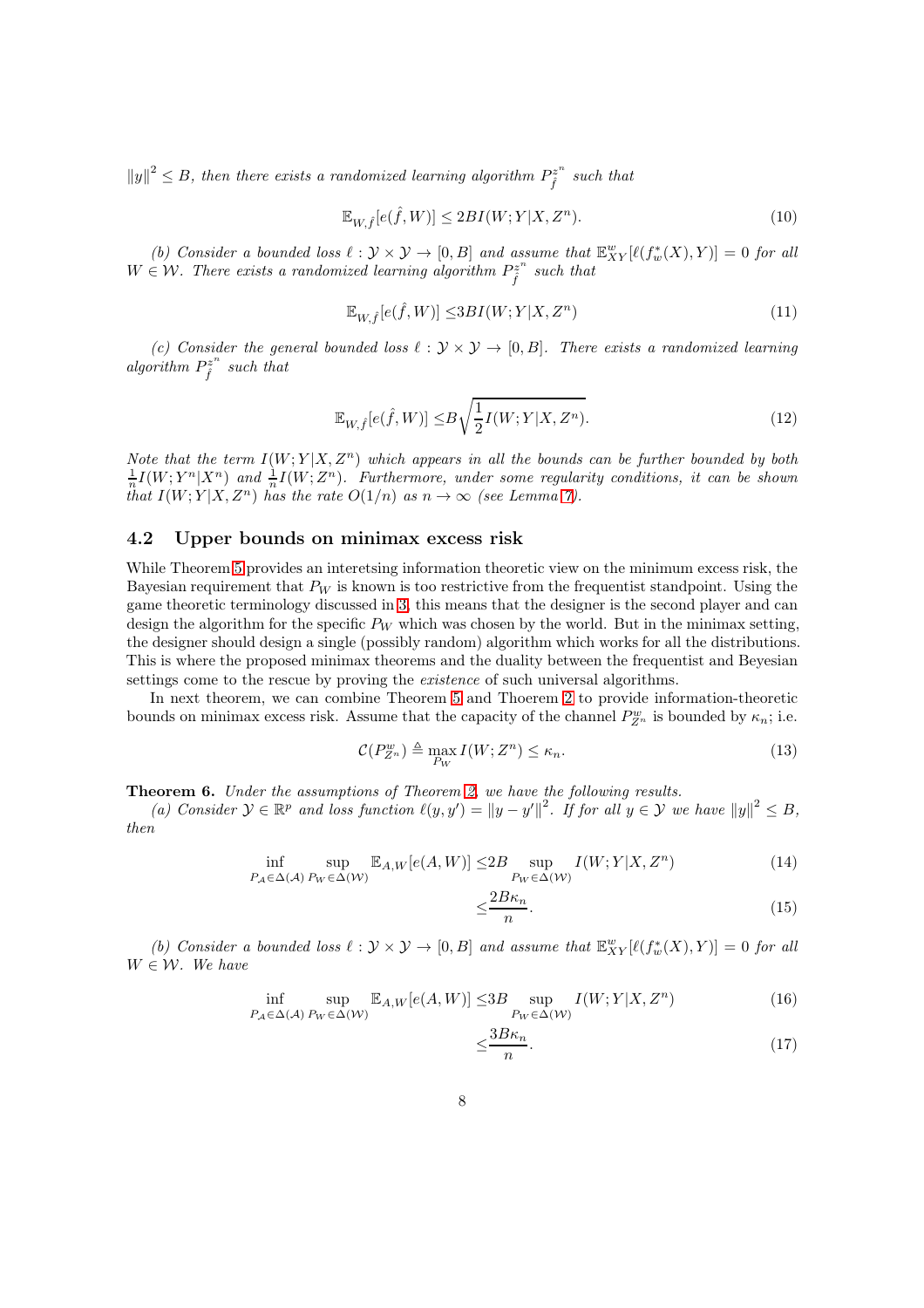$\|y\|^2 \leq B$*, then there exists a randomized learning algorithm* $P_{\hat{f}}^{z^n}$ *such that*

$$\mathbb{E}_{W,\hat{f}}[e(\hat{f}, W)] \leq 2BI(W; Y|X, Z^n). \tag{10}$$

*(b) Consider a bounded loss* $\ell : \mathcal{Y} \times \mathcal{Y} \to [0, B]$ *and assume that* $\mathbb{E}_{XY}^{w}[\ell(f_w^*(X), Y)] = 0$ *for all* $W \in \mathcal{W}$*. There exists a randomized learning algorithm* $P_{\hat{f}}^{z^n}$ *such that*

$$\mathbb{E}_{W,\hat{f}}[e(\hat{f}, W)] \leq 3BI(W; Y|X, Z^n) \tag{11}$$

*(c) Consider the general bounded loss* $\ell : \mathcal{Y} \times \mathcal{Y} \to [0, B]$*. There exists a randomized learning algorithm* $P_{\hat{f}}^{z^n}$ *such that*

$$\mathbb{E}_{W,\hat{f}}[e(\hat{f}, W)] \leq B\sqrt{\frac{1}{2}I(W; Y|X, Z^n)}. \tag{12}$$

*Note that the term* $I(W; Y|X, Z^n)$ *which appears in all the bounds can be further bounded by both* $\frac{1}{n}I(W; Y^n|X^n)$ *and* $\frac{1}{n}I(W; Z^n)$*. Furthermore, under some regularity conditions, it can be shown that* $I(W; Y|X, Z^n)$ *has the rate* $O(1/n)$ *as* $n \to \infty$ *(see Lemma 7).*

## 4.2 Upper bounds on minimax excess risk

While Theorem 5 provides an interetsing information theoretic view on the minimum excess risk, the Bayesian requirement that $P_W$ is known is too restrictive from the frequentist standpoint. Using the game theoretic terminology discussed in 3, this means that the designer is the second player and can design the algorithm for the specific $P_W$ which was chosen by the world. But in the minimax setting, the designer should design a single (possibly random) algorithm which works for all the distributions. This is where the proposed minimax theorems and the duality between the frequentist and Beyesian settings come to the rescue by proving the *existence* of such universal algorithms.

In next theorem, we can combine Theorem 5 and Thoerem 2 to provide information-theoretic bounds on minimax excess risk. Assume that the capacity of the channel $P_{Z^n}^{w}$ is bounded by $\kappa_n$; i.e.

$$\mathcal{C}(P_{Z^n}^{w}) \triangleq \max_{P_W} I(W; Z^n) \leq \kappa_n. \tag{13}$$

**Theorem 6.** *Under the assumptions of Theorem 2, we have the following results.*

*(a) Consider* $\mathcal{Y} \in \mathbb{R}^p$ *and loss function* $\ell(y, y') = \|y - y'\|^2$*. If for all* $y \in \mathcal{Y}$ *we have* $\|y\|^2 \leq B$*, then*

$$\inf_{P_{\mathcal{A}} \in \Delta(\mathcal{A})} \sup_{P_W \in \Delta(\mathcal{W})} \mathbb{E}_{A,W}[e(A, W)] \leq 2B \sup_{P_W \in \Delta(\mathcal{W})} I(W; Y|X, Z^n) \tag{14}$$

$$\leq \frac{2B\kappa_n}{n}. \tag{15}$$

*(b) Consider a bounded loss* $\ell : \mathcal{Y} \times \mathcal{Y} \to [0, B]$ *and assume that* $\mathbb{E}_{XY}^{w}[\ell(f_w^*(X), Y)] = 0$ *for all* $W \in \mathcal{W}$*. We have*

$$\inf_{P_{\mathcal{A}} \in \Delta(\mathcal{A})} \sup_{P_W \in \Delta(\mathcal{W})} \mathbb{E}_{A,W}[e(A, W)] \leq 3B \sup_{P_W \in \Delta(\mathcal{W})} I(W; Y|X, Z^n) \tag{16}$$

$$\leq \frac{3B\kappa_n}{n}. \tag{17}$$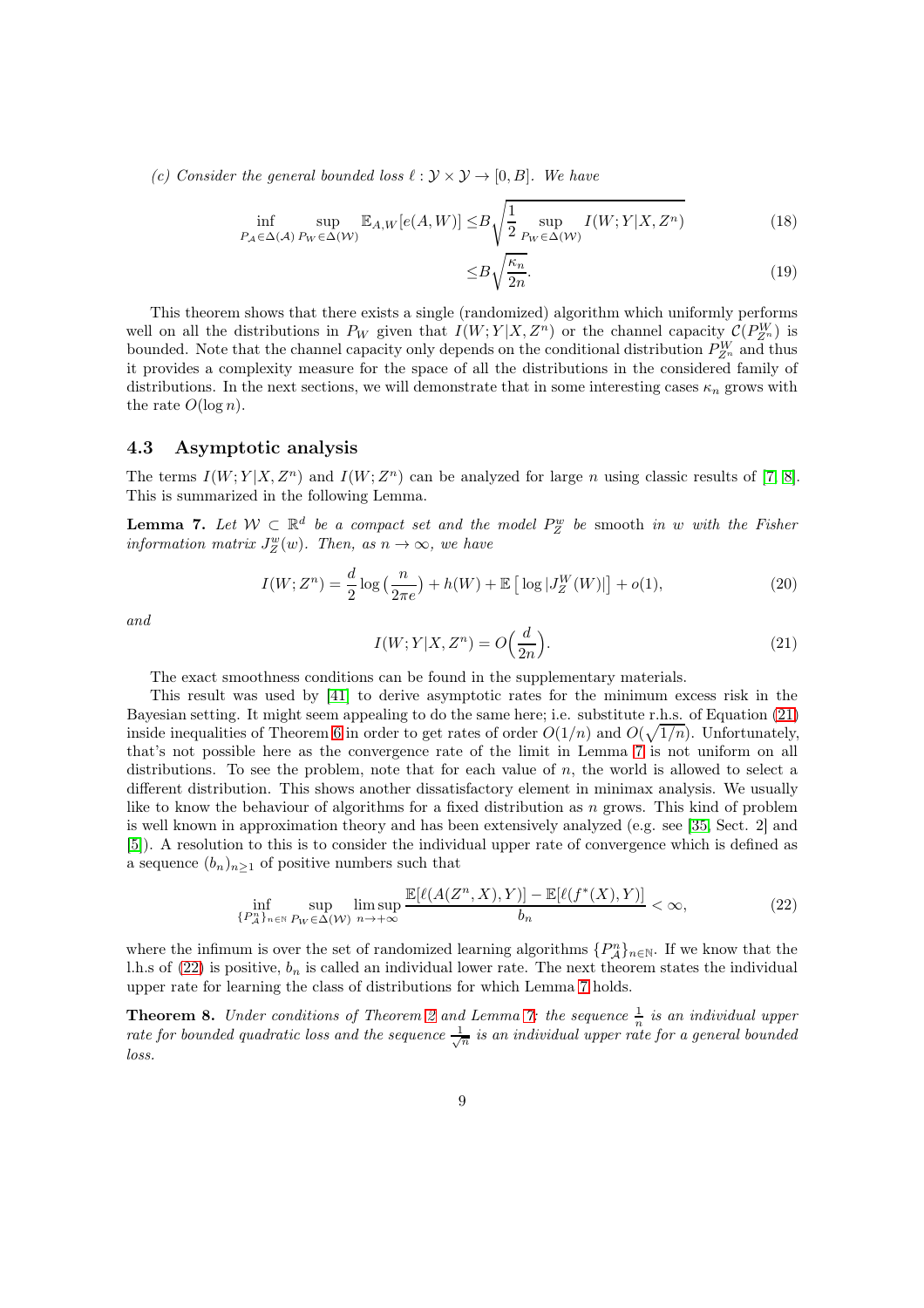*(c) Consider the general bounded loss $\ell : \mathcal{Y} \times \mathcal{Y} \to [0, B]$. We have*

$$\inf_{P_{\mathcal{A}} \in \Delta(\mathcal{A})} \sup_{P_W \in \Delta(\mathcal{W})} \mathbb{E}_{A,W}[e(A, W)] \leq B \sqrt{\frac{1}{2} \sup_{P_W \in \Delta(\mathcal{W})} I(W; Y|X, Z^n)} \tag{18}$$

$$\leq B \sqrt{\frac{\kappa_n}{2n}}. \tag{19}$$

This theorem shows that there exists a single (randomized) algorithm which uniformly performs well on all the distributions in $P_W$ given that $I(W; Y|X, Z^n)$ or the channel capacity $\mathcal{C}(P_{Z^n}^W)$ is bounded. Note that the channel capacity only depends on the conditional distribution $P_{Z^n}^W$ and thus it provides a complexity measure for the space of all the distributions in the considered family of distributions. In the next sections, we will demonstrate that in some interesting cases $\kappa_n$ grows with the rate $O(\log n)$.

### 4.3 Asymptotic analysis

The terms $I(W; Y|X, Z^n)$ and $I(W; Z^n)$ can be analyzed for large $n$ using classic results of [7, 8]. This is summarized in the following Lemma.

**Lemma 7.** *Let $\mathcal{W} \subset \mathbb{R}^d$ be a compact set and the model $P_Z^w$ be* smooth *in $w$ with the Fisher information matrix $J_Z^w(w)$. Then, as $n \to \infty$, we have*

$$I(W; Z^n) = \frac{d}{2} \log\left(\frac{n}{2\pi e}\right) + h(W) + \mathbb{E}\left[\log |J_Z^W(W)|\right] + o(1), \tag{20}$$

*and*

$$I(W; Y|X, Z^n) = O\Big(\frac{d}{2n}\Big). \tag{21}$$

The exact smoothness conditions can be found in the supplementary materials.

This result was used by [41] to derive asymptotic rates for the minimum excess risk in the Bayesian setting. It might seem appealing to do the same here; i.e. substitute r.h.s. of Equation (21) inside inequalities of Theorem 6 in order to get rates of order $O(1/n)$ and $O(\sqrt{1/n})$. Unfortunately, that's not possible here as the convergence rate of the limit in Lemma 7 is not uniform on all distributions. To see the problem, note that for each value of $n$, the world is allowed to select a different distribution. This shows another dissatisfactory element in minimax analysis. We usually like to know the behaviour of algorithms for a fixed distribution as $n$ grows. This kind of problem is well known in approximation theory and has been extensively analyzed (e.g. see [35, Sect. 2] and [5]). A resolution to this is to consider the individual upper rate of convergence which is defined as a sequence $(b_n)_{n \geq 1}$ of positive numbers such that

$$\inf_{\{P_{\mathcal{A}}^n\}_{n \in \mathbb{N}}} \sup_{P_W \in \Delta(\mathcal{W})} \limsup_{n \to +\infty} \frac{\mathbb{E}[\ell(A(Z^n, X), Y)] - \mathbb{E}[\ell(f^*(X), Y)]}{b_n} < \infty, \tag{22}$$

where the infimum is over the set of randomized learning algorithms $\{P_{\mathcal{A}}^n\}_{n \in \mathbb{N}}$. If we know that the l.h.s of (22) is positive, $b_n$ is called an individual lower rate. The next theorem states the individual upper rate for learning the class of distributions for which Lemma 7 holds.

**Theorem 8.** *Under conditions of Theorem 2 and Lemma 7: the sequence $\frac{1}{n}$ is an individual upper rate for bounded quadratic loss and the sequence $\frac{1}{\sqrt{n}}$ is an individual upper rate for a general bounded loss.*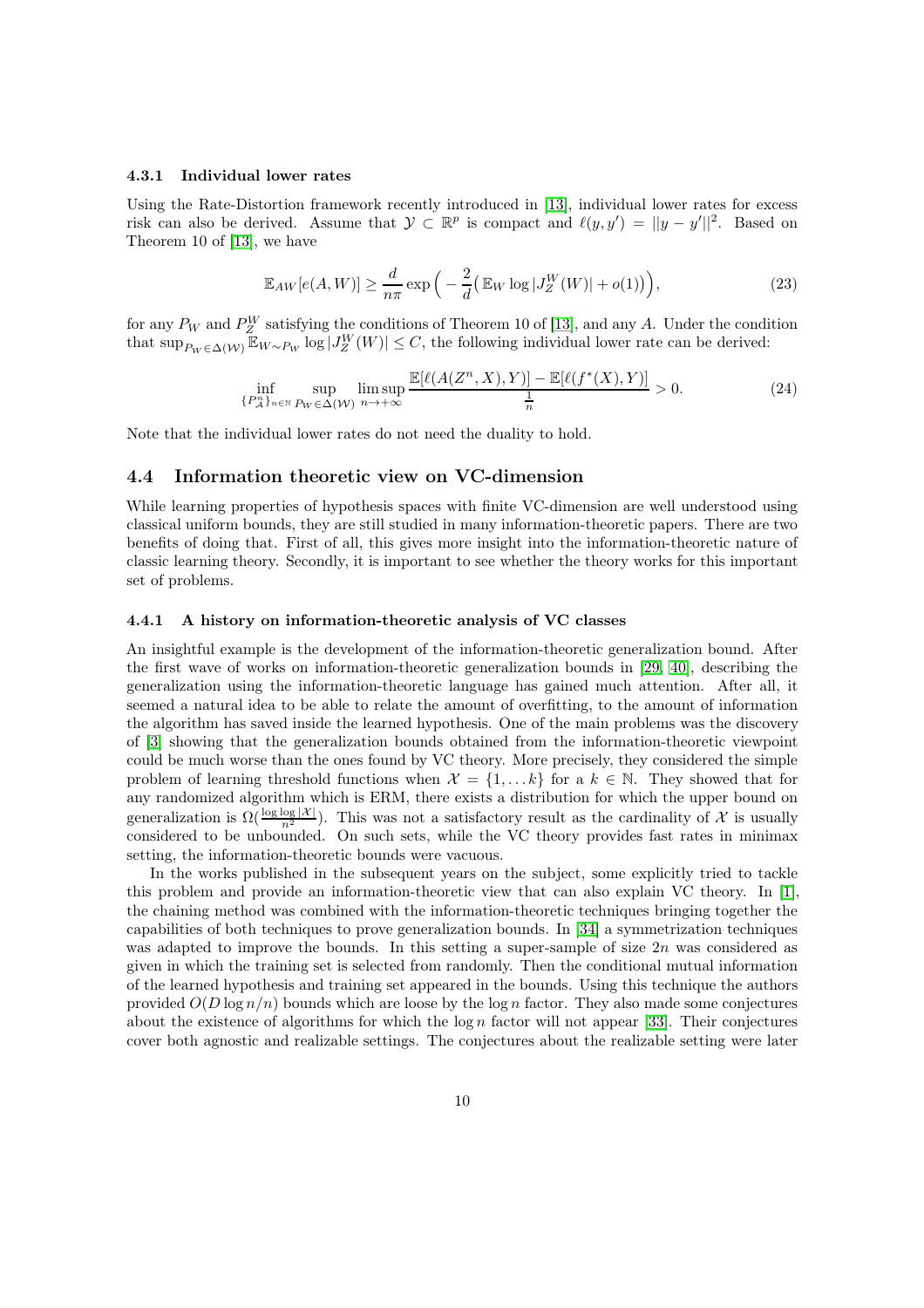#### 4.3.1 Individual lower rates

Using the Rate-Distortion framework recently introduced in [13], individual lower rates for excess risk can also be derived. Assume that $\mathcal{Y} \subset \mathbb{R}^p$ is compact and $\ell(y, y') = ||y - y'||^2$. Based on Theorem 10 of [13], we have

$$\mathbb{E}_{AW}[e(A, W)] \geq \frac{d}{n\pi} \exp\Big( -\frac{2}{d}\big(\mathbb{E}_W \log |J_Z^W(W)| + o(1)\big)\Big), \tag{23}$$

for any $P_W$ and $P_Z^W$ satisfying the conditions of Theorem 10 of [13], and any $A$. Under the condition that $\sup_{P_W \in \Delta(\mathcal{W})} \mathbb{E}_{W \sim P_W} \log |J_Z^W(W)| \leq C$, the following individual lower rate can be derived:

$$\inf_{\{P_{\mathcal{A}}^n\}_{n\in\mathbb{N}}} \sup_{P_W \in \Delta(\mathcal{W})} \limsup_{n \to +\infty} \frac{\mathbb{E}[\ell(A(Z^n, X), Y)] - \mathbb{E}[\ell(f^*(X), Y)]}{\frac{1}{n}} > 0. \tag{24}$$

Note that the individual lower rates do not need the duality to hold.

### 4.4 Information theoretic view on VC-dimension

While learning properties of hypothesis spaces with finite VC-dimension are well understood using classical uniform bounds, they are still studied in many information-theoretic papers. There are two benefits of doing that. First of all, this gives more insight into the information-theoretic nature of classic learning theory. Secondly, it is important to see whether the theory works for this important set of problems.

#### 4.4.1 A history on information-theoretic analysis of VC classes

An insightful example is the development of the information-theoretic generalization bound. After the first wave of works on information-theoretic generalization bounds in [29, 40], describing the generalization using the information-theoretic language has gained much attention. After all, it seemed a natural idea to be able to relate the amount of overfitting, to the amount of information the algorithm has saved inside the learned hypothesis. One of the main problems was the discovery of [3] showing that the generalization bounds obtained from the information-theoretic viewpoint could be much worse than the ones found by VC theory. More precisely, they considered the simple problem of learning threshold functions when $\mathcal{X} = \{1, \ldots k\}$ for a $k \in \mathbb{N}$. They showed that for any randomized algorithm which is ERM, there exists a distribution for which the upper bound on generalization is $\Omega(\frac{\log \log |\mathcal{X}|}{n^2})$. This was not a satisfactory result as the cardinality of $\mathcal{X}$ is usually considered to be unbounded. On such sets, while the VC theory provides fast rates in minimax setting, the information-theoretic bounds were vacuous.

In the works published in the subsequent years on the subject, some explicitly tried to tackle this problem and provide an information-theoretic view that can also explain VC theory. In [1], the chaining method was combined with the information-theoretic techniques bringing together the capabilities of both techniques to prove generalization bounds. In [34] a symmetrization techniques was adapted to improve the bounds. In this setting a super-sample of size $2n$ was considered as given in which the training set is selected from randomly. Then the conditional mutual information of the learned hypothesis and training set appeared in the bounds. Using this technique the authors provided $O(D \log n/n)$ bounds which are loose by the $\log n$ factor. They also made some conjectures about the existence of algorithms for which the $\log n$ factor will not appear [33]. Their conjectures cover both agnostic and realizable settings. The conjectures about the realizable setting were later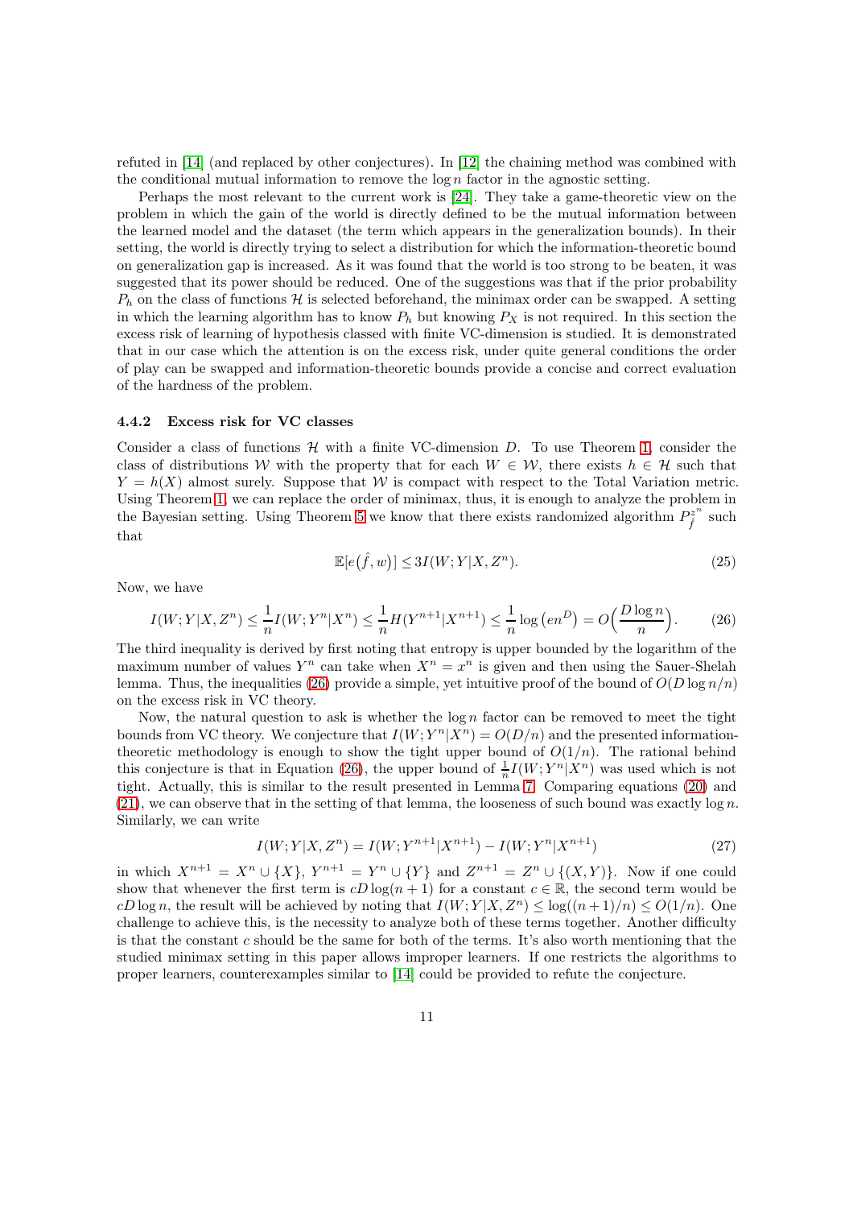refuted in [14] (and replaced by other conjectures). In [12] the chaining method was combined with the conditional mutual information to remove the $\log n$ factor in the agnostic setting.

Perhaps the most relevant to the current work is [24]. They take a game-theoretic view on the problem in which the gain of the world is directly defined to be the mutual information between the learned model and the dataset (the term which appears in the generalization bounds). In their setting, the world is directly trying to select a distribution for which the information-theoretic bound on generalization gap is increased. As it was found that the world is too strong to be beaten, it was suggested that its power should be reduced. One of the suggestions was that if the prior probability $P_h$ on the class of functions $\mathcal{H}$ is selected beforehand, the minimax order can be swapped. A setting in which the learning algorithm has to know $P_h$ but knowing $P_X$ is not required. In this section the excess risk of learning of hypothesis classed with finite VC-dimension is studied. It is demonstrated that in our case which the attention is on the excess risk, under quite general conditions the order of play can be swapped and information-theoretic bounds provide a concise and correct evaluation of the hardness of the problem.

#### 4.4.2 Excess risk for VC classes

Consider a class of functions $\mathcal{H}$ with a finite VC-dimension $D$. To use Theorem 1, consider the class of distributions $\mathcal{W}$ with the property that for each $W \in \mathcal{W}$, there exists $h \in \mathcal{H}$ such that $Y = h(X)$ almost surely. Suppose that $\mathcal{W}$ is compact with respect to the Total Variation metric. Using Theorem 1, we can replace the order of minimax, thus, it is enough to analyze the problem in the Bayesian setting. Using Theorem 5 we know that there exists randomized algorithm $P_{\hat{f}}^{z^n}$ such that

$$\mathbb{E}[e(\hat{f}, w)] \leq 3I(W; Y|X, Z^n). \tag{25}$$

Now, we have

$$I(W; Y|X, Z^n) \leq \frac{1}{n} I(W; Y^n|X^n) \leq \frac{1}{n} H(Y^{n+1}|X^{n+1}) \leq \frac{1}{n} \log\left(en^D\right) = O\Big(\frac{D\log n}{n}\Big). \tag{26}$$

The third inequality is derived by first noting that entropy is upper bounded by the logarithm of the maximum number of values $Y^n$ can take when $X^n = x^n$ is given and then using the Sauer-Shelah lemma. Thus, the inequalities (26) provide a simple, yet intuitive proof of the bound of $O(D\log n/n)$ on the excess risk in VC theory.

Now, the natural question to ask is whether the $\log n$ factor can be removed to meet the tight bounds from VC theory. We conjecture that $I(W; Y^n|X^n) = O(D/n)$ and the presented information-theoretic methodology is enough to show the tight upper bound of $O(1/n)$. The rational behind this conjecture is that in Equation (26), the upper bound of $\frac{1}{n} I(W; Y^n|X^n)$ was used which is not tight. Actually, this is similar to the result presented in Lemma 7. Comparing equations (20) and (21), we can observe that in the setting of that lemma, the looseness of such bound was exactly $\log n$. Similarly, we can write

$$I(W; Y|X, Z^n) = I(W; Y^{n+1}|X^{n+1}) - I(W; Y^n|X^{n+1}) \tag{27}$$

in which $X^{n+1} = X^n \cup \{X\}$, $Y^{n+1} = Y^n \cup \{Y\}$ and $Z^{n+1} = Z^n \cup \{(X, Y)\}$. Now if one could show that whenever the first term is $cD\log(n+1)$ for a constant $c \in \mathbb{R}$, the second term would be $cD\log n$, the result will be achieved by noting that $I(W; Y|X, Z^n) \leq \log((n+1)/n) \leq O(1/n)$. One challenge to achieve this, is the necessity to analyze both of these terms together. Another difficulty is that the constant $c$ should be the same for both of the terms. It's also worth mentioning that the studied minimax setting in this paper allows improper learners. If one restricts the algorithms to proper learners, counterexamples similar to [14] could be provided to refute the conjecture.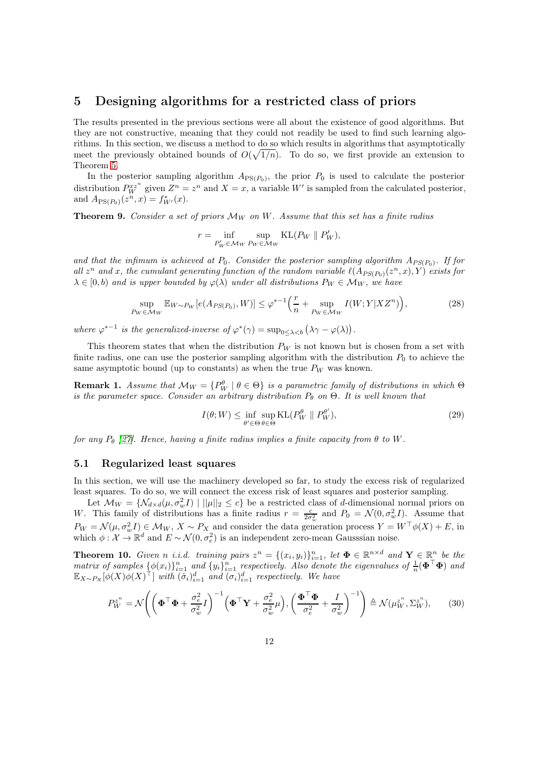# 5 Designing algorithms for a restricted class of priors

The results presented in the previous sections were all about the existence of good algorithms. But they are not constructive, meaning that they could not readily be used to find such learning algorithms. In this section, we discuss a method to do so which results in algorithms that asymptotically meet the previously obtained bounds of $O(\sqrt{1/n})$. To do so, we first provide an extension to Theorem 5.

In the posterior sampling algorithm $A_{\mathrm{PS}(P_0)}$, the prior $P_0$ is used to calculate the posterior distribution $P_W^{xz^n}$ given $Z^n = z^n$ and $X = x$, a variable $W'$ is sampled from the calculated posterior, and $A_{\mathrm{PS}(P_0)}(z^n, x) = f^*_{W'}(x)$.

**Theorem 9.** *Consider a set of priors $\mathcal{M}_W$ on $W$. Assume that this set has a finite radius*

$$r = \inf_{P'_W \in \mathcal{M}_W} \sup_{P_W \in \mathcal{M}_W} \mathrm{KL}(P_W \parallel P'_W),$$

*and that the infimum is achieved at $P_0$. Consider the posterior sampling algorithm $A_{PS(P_0)}$. If for all $z^n$ and $x$, the cumulant generating function of the random variable $\ell(A_{PS(P_0)}(z^n,x), Y)$ exists for $\lambda \in [0, b)$ and is upper bounded by $\varphi(\lambda)$ under all distributions $P_W \in \mathcal{M}_W$, we have*

$$\sup_{P_W \in \mathcal{M}_W} \mathbb{E}_{W \sim P_W}[e(A_{PS(P_0)}, W)] \leq \varphi^{*-1}\Big(\frac{r}{n} + \sup_{P_W \in \mathcal{M}_W} I(W; Y|XZ^n)\Big), \tag{28}$$

*where $\varphi^{*-1}$ is the generalized-inverse of $\varphi^*(\gamma) = \sup_{0 \leq \lambda < b}\left(\lambda\gamma - \varphi(\lambda)\right)$.*

This theorem states that when the distribution $P_W$ is not known but is chosen from a set with finite radius, one can use the posterior sampling algorithm with the distribution $P_0$ to achieve the same asymptotic bound (up to constants) as when the true $P_W$ was known.

**Remark 1.** *Assume that $\mathcal{M}_W = \{P_W^\theta \mid \theta \in \Theta\}$ is a parametric family of distributions in which $\Theta$ is the parameter space. Consider an arbitrary distribution $P_\theta$ on $\Theta$. It is well known that*

$$I(\theta; W) \leq \inf_{\theta' \in \Theta} \sup_{\theta \in \Theta} \mathrm{KL}(P_W^\theta \parallel P_W^{\theta'}), \tag{29}$$

*for any $P_\theta$ [27]. Hence, having a finite radius implies a finite capacity from $\theta$ to $W$.*

## 5.1 Regularized least squares

In this section, we will use the machinery developed so far, to study the excess risk of regularized least squares. To do so, we will connect the excess risk of least squares and posterior sampling.

Let $\mathcal{M}_W = \{\mathcal{N}_{d\times d}(\mu, \sigma_w^2 I) \mid ||\mu||_2 \leq c\}$ be a restricted class of $d$-dimensional normal priors on $W$. This family of distributions has a finite radius $r = \frac{c}{2\sigma_w^2}$ and $P_0 = \mathcal{N}(0, \sigma_w^2 I)$. Assume that $P_W = \mathcal{N}(\mu, \sigma_w^2 I) \in \mathcal{M}_W$, $X \sim P_X$ and consider the data generation process $Y = W^\top \phi(X) + E$, in which $\phi : \mathcal{X} \to \mathbb{R}^d$ and $E \sim \mathcal{N}(0, \sigma_e^2)$ is an independent zero-mean Gausssian noise.

**Theorem 10.** *Given $n$ i.i.d. training pairs $z^n = \{(x_i, y_i)\}_{i=1}^n$, let $\mathbf{\Phi} \in \mathbb{R}^{n\times d}$ and $\mathbf{Y} \in \mathbb{R}^n$ be the matrix of samples $\{\phi(x_i)\}_{i=1}^n$ and $\{y_i\}_{i=1}^n$ respectively. Also denote the eigenvalues of $\frac{1}{n}(\mathbf{\Phi}^\top\mathbf{\Phi})$ and $\mathbb{E}_{X\sim P_X}[\phi(X)\phi(X)^\top]$ with $(\hat{\sigma}_i)_{i=1}^d$ and $(\sigma_i)_{i=1}^d$ respectively. We have*

$$P_W^{z^n} = \mathcal{N}\Bigg(\Big(\mathbf{\Phi}^\top\mathbf{\Phi} + \frac{\sigma_e^2}{\sigma_w^2}I\Big)^{-1}\Big(\mathbf{\Phi}^\top\mathbf{Y} + \frac{\sigma_e^2}{\sigma_w^2}\mu\Big), \Big(\frac{\mathbf{\Phi}^\top\mathbf{\Phi}}{\sigma_e^2} + \frac{I}{\sigma_w^2}\Big)^{-1}\Bigg) \triangleq \mathcal{N}(\mu_W^{z^n}, \Sigma_W^{z^n}), \tag{30}$$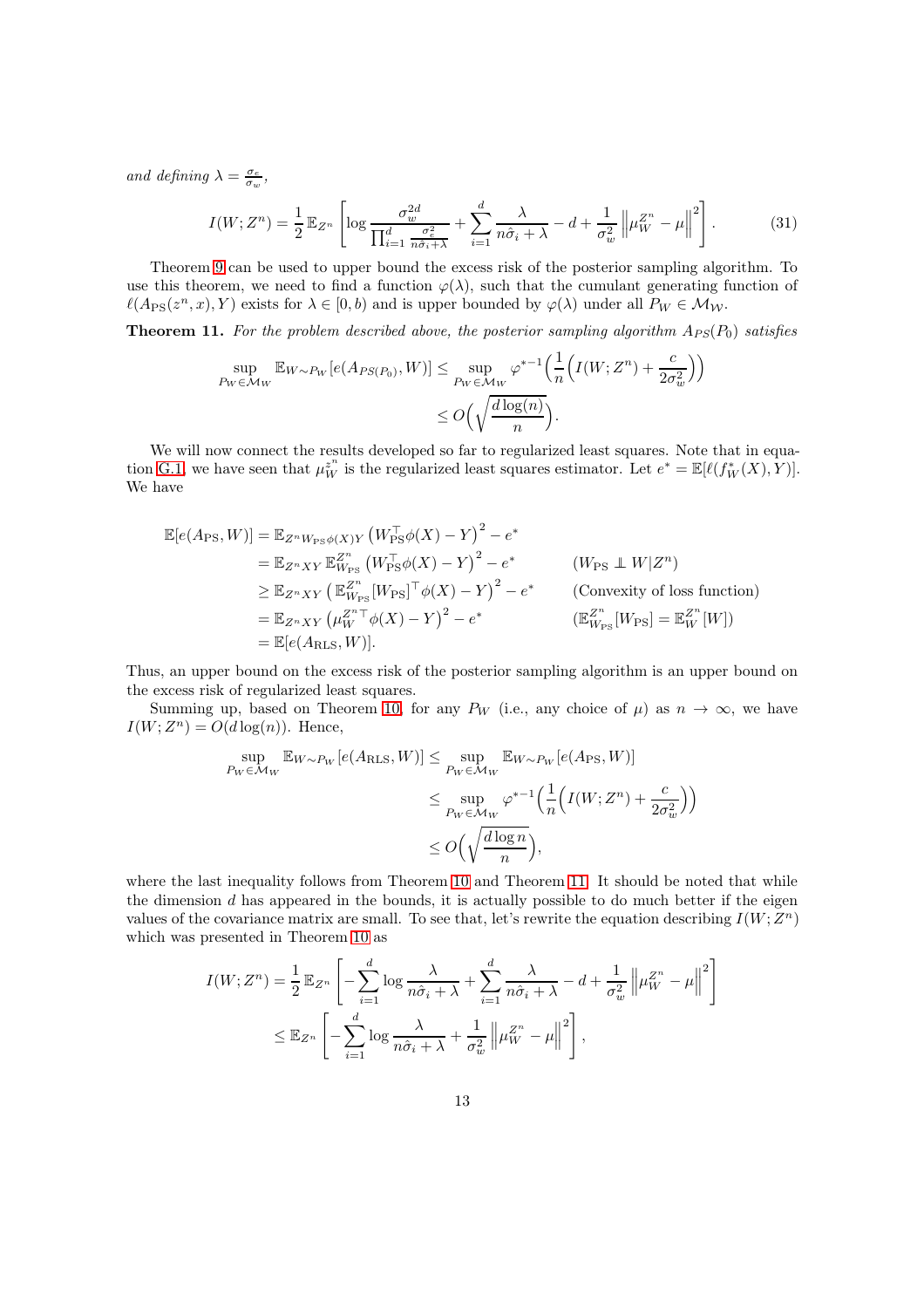and defining $\lambda = \frac{\sigma_e}{\sigma_w}$,

$$I(W;Z^n) = \frac{1}{2}\,\mathbb{E}_{Z^n}\left[\log\frac{\sigma_w^{2d}}{\prod_{i=1}^d \frac{\sigma_e^2}{n\hat{\sigma}_i+\lambda}} + \sum_{i=1}^d \frac{\lambda}{n\hat{\sigma}_i+\lambda} - d + \frac{1}{\sigma_w^2}\left\|\mu_W^{Z^n} - \mu\right\|^2\right]. \tag{31}$$

Theorem 9 can be used to upper bound the excess risk of the posterior sampling algorithm. To use this theorem, we need to find a function $\varphi(\lambda)$, such that the cumulant generating function of $\ell(A_{\mathrm{PS}}(z^n,x),Y)$ exists for $\lambda \in [0,b)$ and is upper bounded by $\varphi(\lambda)$ under all $P_W \in \mathcal{M}_{\mathcal{W}}$.

**Theorem 11.** *For the problem described above, the posterior sampling algorithm $A_{PS}(P_0)$ satisfies*

$$\begin{aligned}\sup_{P_W\in\mathcal{M}_W} \mathbb{E}_{W\sim P_W}[e(A_{PS(P_0)},W)] &\le \sup_{P_W\in\mathcal{M}_W} \varphi^{*-1}\Big(\frac{1}{n}\Big(I(W;Z^n) + \frac{c}{2\sigma_w^2}\Big)\Big)\\ &\le O\Big(\sqrt{\frac{d\log(n)}{n}}\Big).\end{aligned}$$

We will now connect the results developed so far to regularized least squares. Note that in equation G.1, we have seen that $\mu_W^{z^n}$ is the regularized least squares estimator. Let $e^* = \mathbb{E}[\ell(f_W^*(X),Y)]$. We have

$$\begin{aligned}
\mathbb{E}[e(A_{\mathrm{PS}},W)] &= \mathbb{E}_{Z^n W_{\mathrm{PS}}\phi(X)Y}\left(W_{\mathrm{PS}}^\top\phi(X) - Y\right)^2 - e^* \\
&= \mathbb{E}_{Z^n XY}\,\mathbb{E}_{W_{\mathrm{PS}}}^{Z^n}\left(W_{\mathrm{PS}}^\top\phi(X) - Y\right)^2 - e^* && (W_{\mathrm{PS}} \perp W|Z^n)\\
&\ge \mathbb{E}_{Z^n XY}\left(\mathbb{E}_{W_{\mathrm{PS}}}^{Z^n}[W_{\mathrm{PS}}]^\top\phi(X) - Y\right)^2 - e^* && \text{(Convexity of loss function)}\\
&= \mathbb{E}_{Z^n XY}\left(\mu_W^{Z^n\top}\phi(X) - Y\right)^2 - e^* && (\mathbb{E}_{W_{\mathrm{PS}}}^{Z^n}[W_{\mathrm{PS}}] = \mathbb{E}_W^{Z^n}[W])\\
&= \mathbb{E}[e(A_{\mathrm{RLS}},W)].
\end{aligned}$$

Thus, an upper bound on the excess risk of the posterior sampling algorithm is an upper bound on the excess risk of regularized least squares.

Summing up, based on Theorem 10, for any $P_W$ (i.e., any choice of $\mu$) as $n\to\infty$, we have $I(W;Z^n) = O(d\log(n))$. Hence,

$$\begin{aligned}\sup_{P_W\in\mathcal{M}_W} \mathbb{E}_{W\sim P_W}[e(A_{\mathrm{RLS}},W)] &\le \sup_{P_W\in\mathcal{M}_W} \mathbb{E}_{W\sim P_W}[e(A_{\mathrm{PS}},W)]\\
&\le \sup_{P_W\in\mathcal{M}_W} \varphi^{*-1}\Big(\frac{1}{n}\Big(I(W;Z^n) + \frac{c}{2\sigma_w^2}\Big)\Big)\\
&\le O\Big(\sqrt{\frac{d\log n}{n}}\Big),\end{aligned}$$

where the last inequality follows from Theorem 10 and Theorem 11. It should be noted that while the dimension $d$ has appeared in the bounds, it is actually possible to do much better if the eigen values of the covariance matrix are small. To see that, let's rewrite the equation describing $I(W;Z^n)$ which was presented in Theorem 10 as

$$\begin{aligned}I(W;Z^n) &= \frac{1}{2}\,\mathbb{E}_{Z^n}\left[-\sum_{i=1}^d \log\frac{\lambda}{n\hat{\sigma}_i+\lambda} + \sum_{i=1}^d \frac{\lambda}{n\hat{\sigma}_i+\lambda} - d + \frac{1}{\sigma_w^2}\left\|\mu_W^{Z^n}-\mu\right\|^2\right]\\
&\le \mathbb{E}_{Z^n}\left[-\sum_{i=1}^d \log\frac{\lambda}{n\hat{\sigma}_i+\lambda} + \frac{1}{\sigma_w^2}\left\|\mu_W^{Z^n}-\mu\right\|^2\right],\end{aligned}$$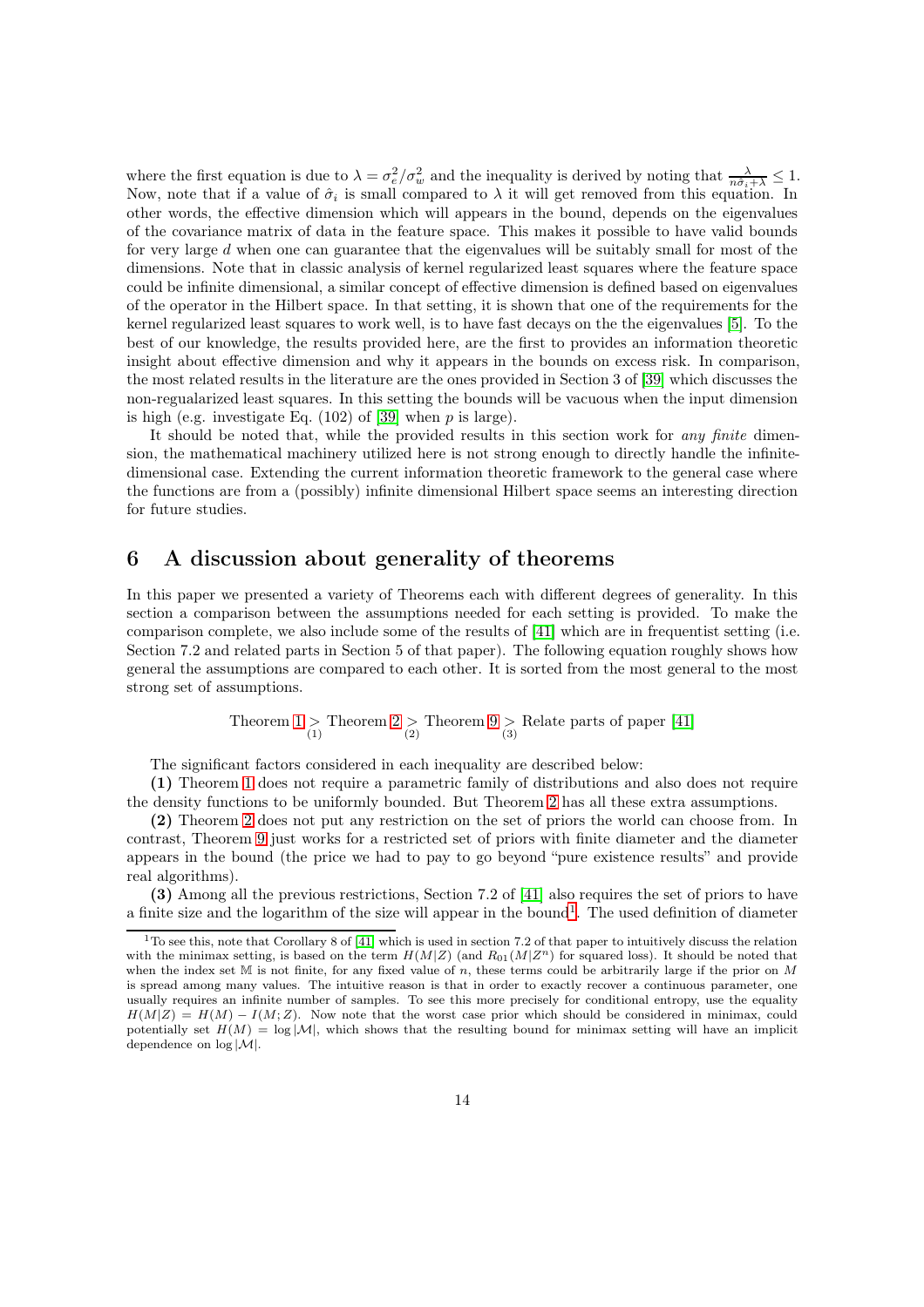where the first equation is due to $\lambda = \sigma_\epsilon^2/\sigma_w^2$ and the inequality is derived by noting that $\frac{\lambda}{n\hat{\sigma}_i+\lambda} \leq 1$. Now, note that if a value of $\hat{\sigma}_i$ is small compared to $\lambda$ it will get removed from this equation. In other words, the effective dimension which will appears in the bound, depends on the eigenvalues of the covariance matrix of data in the feature space. This makes it possible to have valid bounds for very large $d$ when one can guarantee that the eigenvalues will be suitably small for most of the dimensions. Note that in classic analysis of kernel regularized least squares where the feature space could be infinite dimensional, a similar concept of effective dimension is defined based on eigenvalues of the operator in the Hilbert space. In that setting, it is shown that one of the requirements for the kernel regularized least squares to work well, is to have fast decays on the the eigenvalues [5]. To the best of our knowledge, the results provided here, are the first to provides an information theoretic insight about effective dimension and why it appears in the bounds on excess risk. In comparison, the most related results in the literature are the ones provided in Section 3 of [39] which discusses the non-regualarized least squares. In this setting the bounds will be vacuous when the input dimension is high (e.g. investigate Eq. (102) of [39] when $p$ is large).

It should be noted that, while the provided results in this section work for *any finite* dimension, the mathematical machinery utilized here is not strong enough to directly handle the infinite-dimensional case. Extending the current information theoretic framework to the general case where the functions are from a (possibly) infinite dimensional Hilbert space seems an interesting direction for future studies.

# 6 A discussion about generality of theorems

In this paper we presented a variety of Theorems each with different degrees of generality. In this section a comparison between the assumptions needed for each setting is provided. To make the comparison complete, we also include some of the results of [41] which are in frequentist setting (i.e. Section 7.2 and related parts in Section 5 of that paper). The following equation roughly shows how general the assumptions are compared to each other. It is sorted from the most general to the most strong set of assumptions.

$$\text{Theorem 1} \underset{(1)}{>} \text{Theorem 2} \underset{(2)}{>} \text{Theorem 9} \underset{(3)}{>} \text{Relate parts of paper [41]}$$

The significant factors considered in each inequality are described below:

**(1)** Theorem 1 does not require a parametric family of distributions and also does not require the density functions to be uniformly bounded. But Theorem 2 has all these extra assumptions.

**(2)** Theorem 2 does not put any restriction on the set of priors the world can choose from. In contrast, Theorem 9 just works for a restricted set of priors with finite diameter and the diameter appears in the bound (the price we had to pay to go beyond "pure existence results" and provide real algorithms).

**(3)** Among all the previous restrictions, Section 7.2 of [41] also requires the set of priors to have a finite size and the logarithm of the size will appear in the bound[1]. The used definition of diameter

[1] To see this, note that Corollary 8 of [41] which is used in section 7.2 of that paper to intuitively discuss the relation with the minimax setting, is based on the term $H(M|Z)$ (and $R_{01}(M|Z^n)$ for squared loss). It should be noted that when the index set $\mathbb{M}$ is not finite, for any fixed value of $n$, these terms could be arbitrarily large if the prior on $M$ is spread among many values. The intuitive reason is that in order to exactly recover a continuous parameter, one usually requires an infinite number of samples. To see this more precisely for conditional entropy, use the equality $H(M|Z) = H(M) - I(M; Z)$. Now note that the worst case prior which should be considered in minimax, could potentially set $H(M) = \log|\mathcal{M}|$, which shows that the resulting bound for minimax setting will have an implicit dependence on $\log|\mathcal{M}|$.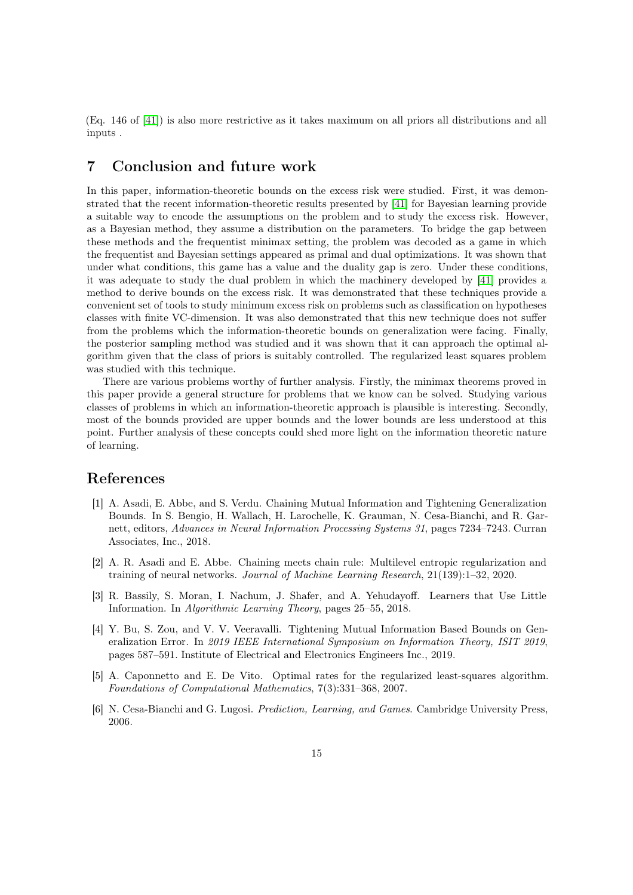(Eq. 146 of [41]) is also more restrictive as it takes maximum on all priors all distributions and all inputs .

# 7 Conclusion and future work

In this paper, information-theoretic bounds on the excess risk were studied. First, it was demonstrated that the recent information-theoretic results presented by [41] for Bayesian learning provide a suitable way to encode the assumptions on the problem and to study the excess risk. However, as a Bayesian method, they assume a distribution on the parameters. To bridge the gap between these methods and the frequentist minimax setting, the problem was decoded as a game in which the frequentist and Bayesian settings appeared as primal and dual optimizations. It was shown that under what conditions, this game has a value and the duality gap is zero. Under these conditions, it was adequate to study the dual problem in which the machinery developed by [41] provides a method to derive bounds on the excess risk. It was demonstrated that these techniques provide a convenient set of tools to study minimum excess risk on problems such as classification on hypotheses classes with finite VC-dimension. It was also demonstrated that this new technique does not suffer from the problems which the information-theoretic bounds on generalization were facing. Finally, the posterior sampling method was studied and it was shown that it can approach the optimal algorithm given that the class of priors is suitably controlled. The regularized least squares problem was studied with this technique.

There are various problems worthy of further analysis. Firstly, the minimax theorems proved in this paper provide a general structure for problems that we know can be solved. Studying various classes of problems in which an information-theoretic approach is plausible is interesting. Secondly, most of the bounds provided are upper bounds and the lower bounds are less understood at this point. Further analysis of these concepts could shed more light on the information theoretic nature of learning.

# References

[1] A. Asadi, E. Abbe, and S. Verdu. Chaining Mutual Information and Tightening Generalization Bounds. In S. Bengio, H. Wallach, H. Larochelle, K. Grauman, N. Cesa-Bianchi, and R. Garnett, editors, *Advances in Neural Information Processing Systems 31*, pages 7234–7243. Curran Associates, Inc., 2018.

[2] A. R. Asadi and E. Abbe. Chaining meets chain rule: Multilevel entropic regularization and training of neural networks. *Journal of Machine Learning Research*, 21(139):1–32, 2020.

[3] R. Bassily, S. Moran, I. Nachum, J. Shafer, and A. Yehudayoff. Learners that Use Little Information. In *Algorithmic Learning Theory*, pages 25–55, 2018.

[4] Y. Bu, S. Zou, and V. V. Veeravalli. Tightening Mutual Information Based Bounds on Generalization Error. In *2019 IEEE International Symposium on Information Theory, ISIT 2019*, pages 587–591. Institute of Electrical and Electronics Engineers Inc., 2019.

[5] A. Caponnetto and E. De Vito. Optimal rates for the regularized least-squares algorithm. *Foundations of Computational Mathematics*, 7(3):331–368, 2007.

[6] N. Cesa-Bianchi and G. Lugosi. *Prediction, Learning, and Games*. Cambridge University Press, 2006.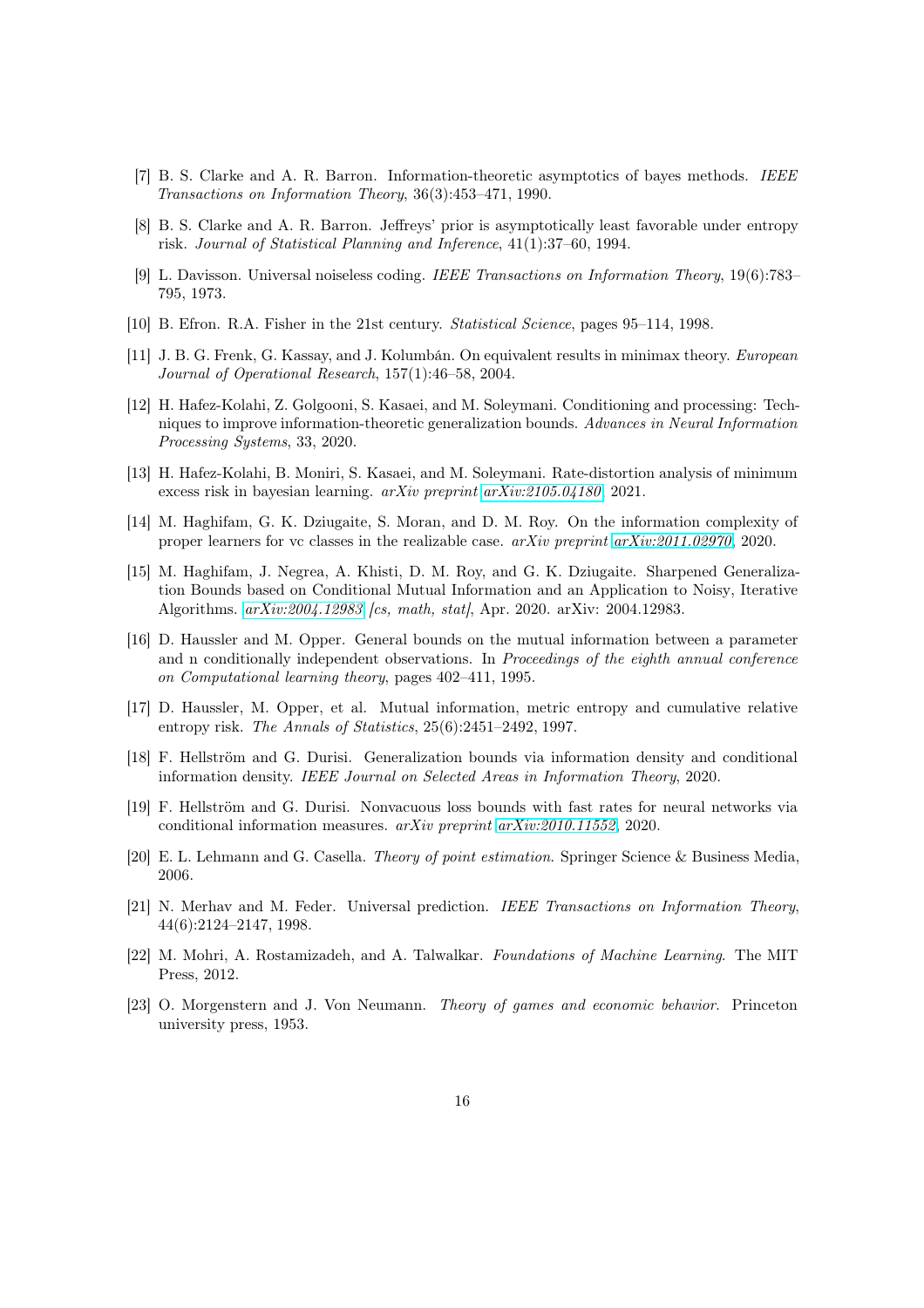[7] B. S. Clarke and A. R. Barron. Information-theoretic asymptotics of bayes methods. *IEEE Transactions on Information Theory*, 36(3):453–471, 1990.

[8] B. S. Clarke and A. R. Barron. Jeffreys' prior is asymptotically least favorable under entropy risk. *Journal of Statistical Planning and Inference*, 41(1):37–60, 1994.

[9] L. Davisson. Universal noiseless coding. *IEEE Transactions on Information Theory*, 19(6):783–795, 1973.

[10] B. Efron. R.A. Fisher in the 21st century. *Statistical Science*, pages 95–114, 1998.

[11] J. B. G. Frenk, G. Kassay, and J. Kolumbán. On equivalent results in minimax theory. *European Journal of Operational Research*, 157(1):46–58, 2004.

[12] H. Hafez-Kolahi, Z. Golgooni, S. Kasaei, and M. Soleymani. Conditioning and processing: Techniques to improve information-theoretic generalization bounds. *Advances in Neural Information Processing Systems*, 33, 2020.

[13] H. Hafez-Kolahi, B. Moniri, S. Kasaei, and M. Soleymani. Rate-distortion analysis of minimum excess risk in bayesian learning. *arXiv preprint arXiv:2105.04180*, 2021.

[14] M. Haghifam, G. K. Dziugaite, S. Moran, and D. M. Roy. On the information complexity of proper learners for vc classes in the realizable case. *arXiv preprint arXiv:2011.02970*, 2020.

[15] M. Haghifam, J. Negrea, A. Khisti, D. M. Roy, and G. K. Dziugaite. Sharpened Generalization Bounds based on Conditional Mutual Information and an Application to Noisy, Iterative Algorithms. *arXiv:2004.12983 [cs, math, stat]*, Apr. 2020. arXiv: 2004.12983.

[16] D. Haussler and M. Opper. General bounds on the mutual information between a parameter and n conditionally independent observations. In *Proceedings of the eighth annual conference on Computational learning theory*, pages 402–411, 1995.

[17] D. Haussler, M. Opper, et al. Mutual information, metric entropy and cumulative relative entropy risk. *The Annals of Statistics*, 25(6):2451–2492, 1997.

[18] F. Hellström and G. Durisi. Generalization bounds via information density and conditional information density. *IEEE Journal on Selected Areas in Information Theory*, 2020.

[19] F. Hellström and G. Durisi. Nonvacuous loss bounds with fast rates for neural networks via conditional information measures. *arXiv preprint arXiv:2010.11552*, 2020.

[20] E. L. Lehmann and G. Casella. *Theory of point estimation*. Springer Science & Business Media, 2006.

[21] N. Merhav and M. Feder. Universal prediction. *IEEE Transactions on Information Theory*, 44(6):2124–2147, 1998.

[22] M. Mohri, A. Rostamizadeh, and A. Talwalkar. *Foundations of Machine Learning*. The MIT Press, 2012.

[23] O. Morgenstern and J. Von Neumann. *Theory of games and economic behavior.* Princeton university press, 1953.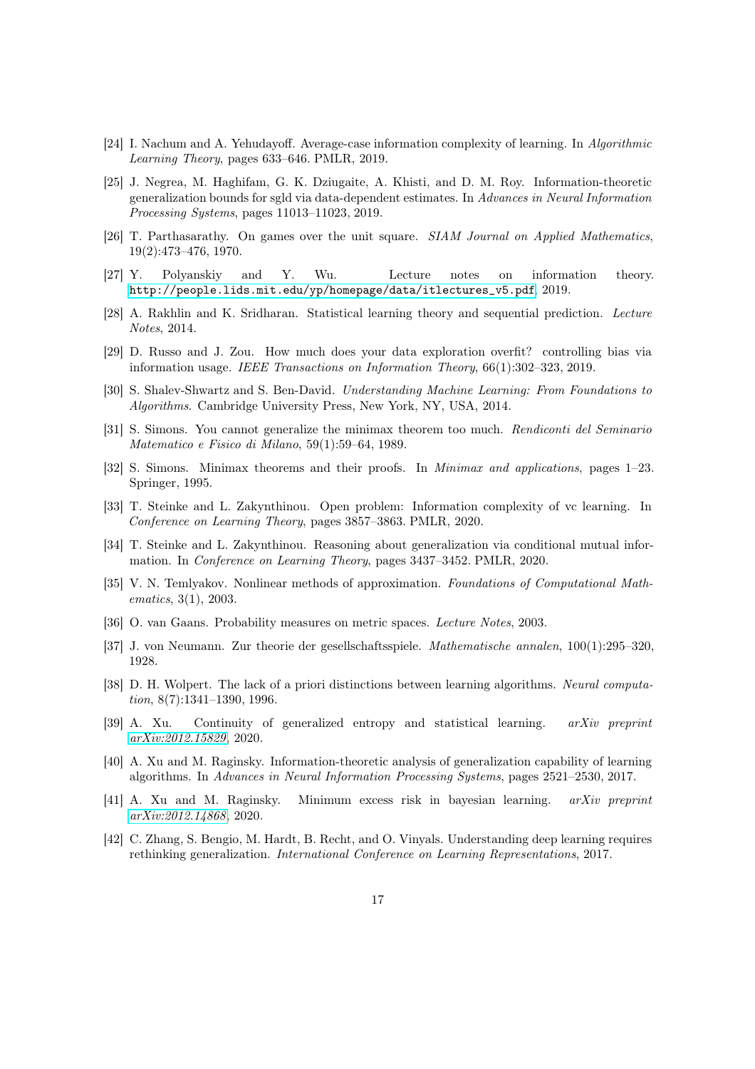[24] I. Nachum and A. Yehudayoff. Average-case information complexity of learning. In *Algorithmic Learning Theory*, pages 633–646. PMLR, 2019.

[25] J. Negrea, M. Haghifam, G. K. Dziugaite, A. Khisti, and D. M. Roy. Information-theoretic generalization bounds for sgld via data-dependent estimates. In *Advances in Neural Information Processing Systems*, pages 11013–11023, 2019.

[26] T. Parthasarathy. On games over the unit square. *SIAM Journal on Applied Mathematics*, 19(2):473–476, 1970.

[27] Y. Polyanskiy and Y. Wu. Lecture notes on information theory. http://people.lids.mit.edu/yp/homepage/data/itlectures_v5.pdf, 2019.

[28] A. Rakhlin and K. Sridharan. Statistical learning theory and sequential prediction. *Lecture Notes*, 2014.

[29] D. Russo and J. Zou. How much does your data exploration overfit? controlling bias via information usage. *IEEE Transactions on Information Theory*, 66(1):302–323, 2019.

[30] S. Shalev-Shwartz and S. Ben-David. *Understanding Machine Learning: From Foundations to Algorithms*. Cambridge University Press, New York, NY, USA, 2014.

[31] S. Simons. You cannot generalize the minimax theorem too much. *Rendiconti del Seminario Matematico e Fisico di Milano*, 59(1):59–64, 1989.

[32] S. Simons. Minimax theorems and their proofs. In *Minimax and applications*, pages 1–23. Springer, 1995.

[33] T. Steinke and L. Zakynthinou. Open problem: Information complexity of vc learning. In *Conference on Learning Theory*, pages 3857–3863. PMLR, 2020.

[34] T. Steinke and L. Zakynthinou. Reasoning about generalization via conditional mutual information. In *Conference on Learning Theory*, pages 3437–3452. PMLR, 2020.

[35] V. N. Temlyakov. Nonlinear methods of approximation. *Foundations of Computational Mathematics*, 3(1), 2003.

[36] O. van Gaans. Probability measures on metric spaces. *Lecture Notes*, 2003.

[37] J. von Neumann. Zur theorie der gesellschaftsspiele. *Mathematische annalen*, 100(1):295–320, 1928.

[38] D. H. Wolpert. The lack of a priori distinctions between learning algorithms. *Neural computation*, 8(7):1341–1390, 1996.

[39] A. Xu. Continuity of generalized entropy and statistical learning. *arXiv preprint arXiv:2012.15829*, 2020.

[40] A. Xu and M. Raginsky. Information-theoretic analysis of generalization capability of learning algorithms. In *Advances in Neural Information Processing Systems*, pages 2521–2530, 2017.

[41] A. Xu and M. Raginsky. Minimum excess risk in bayesian learning. *arXiv preprint arXiv:2012.14868*, 2020.

[42] C. Zhang, S. Bengio, M. Hardt, B. Recht, and O. Vinyals. Understanding deep learning requires rethinking generalization. *International Conference on Learning Representations*, 2017.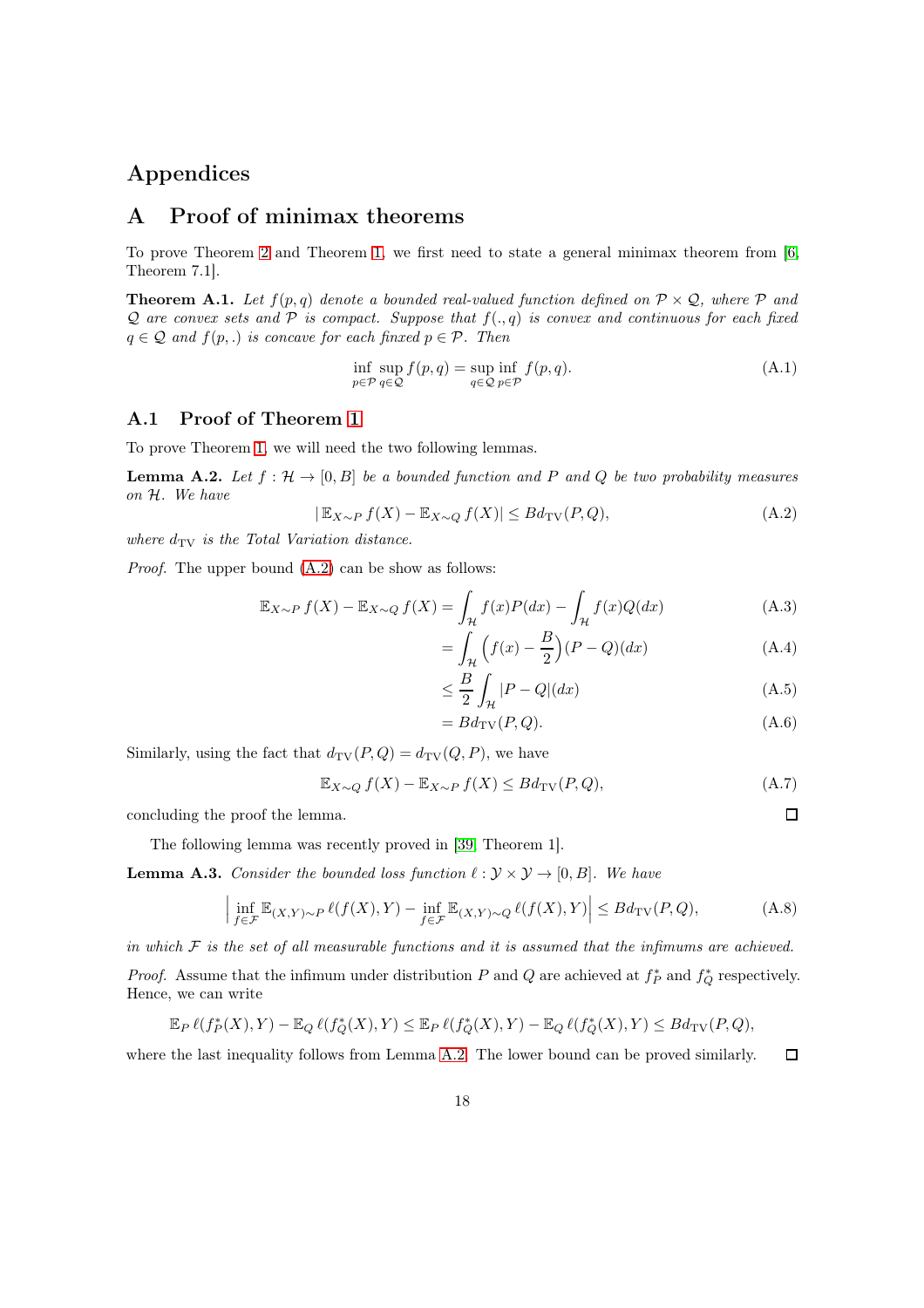# Appendices

# A Proof of minimax theorems

To prove Theorem 2 and Theorem 1, we first need to state a general minimax theorem from [6, Theorem 7.1].

**Theorem A.1.** *Let $f(p,q)$ denote a bounded real-valued function defined on $\mathcal{P} \times \mathcal{Q}$, where $\mathcal{P}$ and $\mathcal{Q}$ are convex sets and $\mathcal{P}$ is compact. Suppose that $f(.,q)$ is convex and continuous for each fixed $q \in \mathcal{Q}$ and $f(p,.)$ is concave for each finxed $p \in \mathcal{P}$. Then*

$$\inf_{p\in\mathcal{P}} \sup_{q\in\mathcal{Q}} f(p,q) = \sup_{q\in\mathcal{Q}} \inf_{p\in\mathcal{P}} f(p,q). \tag{A.1}$$

## A.1 Proof of Theorem 1

To prove Theorem 1, we will need the two following lemmas.

**Lemma A.2.** *Let $f : \mathcal{H} \to [0, B]$ be a bounded function and $P$ and $Q$ be two probability measures on $\mathcal{H}$. We have*

$$|\mathbb{E}_{X\sim P} f(X) - \mathbb{E}_{X\sim Q} f(X)| \leq B d_{\mathrm{TV}}(P,Q), \tag{A.2}$$

*where $d_{\mathrm{TV}}$ is the Total Variation distance.*

*Proof.* The upper bound (A.2) can be show as follows:

$$\begin{aligned}
\mathbb{E}_{X\sim P} f(X) - \mathbb{E}_{X\sim Q} f(X) &= \int_{\mathcal{H}} f(x)P(dx) - \int_{\mathcal{H}} f(x)Q(dx) && \text{(A.3)}\\
&= \int_{\mathcal{H}} \Big(f(x) - \frac{B}{2}\Big)(P-Q)(dx) && \text{(A.4)}\\
&\leq \frac{B}{2}\int_{\mathcal{H}} |P-Q|(dx) && \text{(A.5)}\\
&= B d_{\mathrm{TV}}(P,Q). && \text{(A.6)}
\end{aligned}$$

Similarly, using the fact that $d_{\mathrm{TV}}(P,Q) = d_{\mathrm{TV}}(Q,P)$, we have

$$\mathbb{E}_{X\sim Q} f(X) - \mathbb{E}_{X\sim P} f(X) \leq B d_{\mathrm{TV}}(P,Q), \tag{A.7}$$

concluding the proof the lemma. ◻

The following lemma was recently proved in [39, Theorem 1].

**Lemma A.3.** *Consider the bounded loss function $\ell : \mathcal{Y} \times \mathcal{Y} \to [0, B]$. We have*

$$\Big|\inf_{f\in\mathcal{F}} \mathbb{E}_{(X,Y)\sim P}\, \ell(f(X),Y) - \inf_{f\in\mathcal{F}} \mathbb{E}_{(X,Y)\sim Q}\, \ell(f(X),Y)\Big| \leq B d_{\mathrm{TV}}(P,Q), \tag{A.8}$$

*in which $\mathcal{F}$ is the set of all measurable functions and it is assumed that the infimums are achieved.*

*Proof.* Assume that the infimum under distribution $P$ and $Q$ are achieved at $f_P^*$ and $f_Q^*$ respectively. Hence, we can write

$$\mathbb{E}_P\, \ell(f_P^*(X),Y) - \mathbb{E}_Q\, \ell(f_Q^*(X),Y) \leq \mathbb{E}_P\, \ell(f_Q^*(X),Y) - \mathbb{E}_Q\, \ell(f_Q^*(X),Y) \leq B d_{\mathrm{TV}}(P,Q),$$

where the last inequality follows from Lemma A.2. The lower bound can be proved similarly. ◻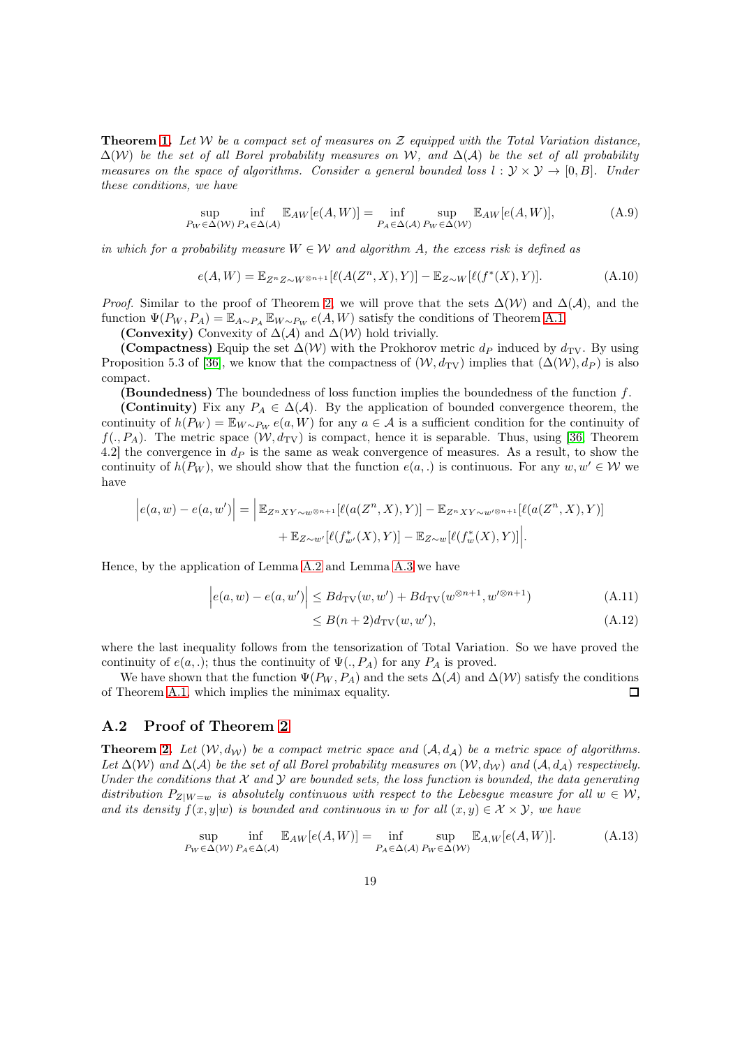**Theorem 1.** *Let $\mathcal{W}$ be a compact set of measures on $\mathcal{Z}$ equipped with the Total Variation distance, $\Delta(\mathcal{W})$ be the set of all Borel probability measures on $\mathcal{W}$, and $\Delta(\mathcal{A})$ be the set of all probability measures on the space of algorithms. Consider a general bounded loss $l : \mathcal{Y} \times \mathcal{Y} \to [0, B]$. Under these conditions, we have*

$$\sup_{P_W \in \Delta(\mathcal{W})} \inf_{P_A \in \Delta(\mathcal{A})} \mathbb{E}_{AW}[e(A, W)] = \inf_{P_A \in \Delta(\mathcal{A})} \sup_{P_W \in \Delta(\mathcal{W})} \mathbb{E}_{AW}[e(A, W)], \tag{A.9}$$

*in which for a probability measure $W \in \mathcal{W}$ and algorithm $A$, the excess risk is defined as*

$$e(A, W) = \mathbb{E}_{Z^n Z \sim W^{\otimes n+1}}[\ell(A(Z^n, X), Y)] - \mathbb{E}_{Z \sim W}[\ell(f^*(X), Y)]. \tag{A.10}$$

*Proof.* Similar to the proof of Theorem 2, we will prove that the sets $\Delta(\mathcal{W})$ and $\Delta(\mathcal{A})$, and the function $\Psi(P_W, P_A) = \mathbb{E}_{A \sim P_A} \mathbb{E}_{W \sim P_W} e(A, W)$ satisfy the conditions of Theorem A.1.

**(Convexity)** Convexity of $\Delta(\mathcal{A})$ and $\Delta(\mathcal{W})$ hold trivially.

**(Compactness)** Equip the set $\Delta(\mathcal{W})$ with the Prokhorov metric $d_P$ induced by $d_{\text{TV}}$. By using Proposition 5.3 of [36], we know that the compactness of $(\mathcal{W}, d_{\text{TV}})$ implies that $(\Delta(\mathcal{W}), d_P)$ is also compact.

**(Boundedness)** The boundedness of loss function implies the boundedness of the function $f$.

**(Continuity)** Fix any $P_A \in \Delta(\mathcal{A})$. By the application of bounded convergence theorem, the continuity of $h(P_W) = \mathbb{E}_{W \sim P_W} e(a, W)$ for any $a \in \mathcal{A}$ is a sufficient condition for the continuity of $f(., P_A)$. The metric space $(\mathcal{W}, d_{\text{TV}})$ is compact, hence it is separable. Thus, using [36, Theorem 4.2] the convergence in $d_P$ is the same as weak convergence of measures. As a result, to show the continuity of $h(P_W)$, we should show that the function $e(a, .)$ is continuous. For any $w, w' \in \mathcal{W}$ we have

$$\Big| e(a, w) - e(a, w') \Big| = \Big| \mathbb{E}_{Z^n XY \sim w^{\otimes n+1}}[\ell(a(Z^n, X), Y)] - \mathbb{E}_{Z^n XY \sim w'^{\otimes n+1}}[\ell(a(Z^n, X), Y)] + \mathbb{E}_{Z \sim w'}[\ell(f^*_{w'}(X), Y)] - \mathbb{E}_{Z \sim w}[\ell(f^*_w(X), Y)] \Big|.$$

Hence, by the application of Lemma A.2 and Lemma A.3 we have

$$\Big| e(a, w) - e(a, w') \Big| \le B d_{\text{TV}}(w, w') + B d_{\text{TV}}(w^{\otimes n+1}, w'^{\otimes n+1}) \tag{A.11}$$

$$\le B(n+2) d_{\text{TV}}(w, w'), \tag{A.12}$$

where the last inequality follows from the tensorization of Total Variation. So we have proved the continuity of $e(a, .)$; thus the continuity of $\Psi(., P_A)$ for any $P_A$ is proved.

We have shown that the function $\Psi(P_W, P_A)$ and the sets $\Delta(\mathcal{A})$ and $\Delta(\mathcal{W})$ satisfy the conditions of Theorem A.1, which implies the minimax equality. $\square$

## A.2 Proof of Theorem 2

**Theorem 2.** *Let $(\mathcal{W}, d_{\mathcal{W}})$ be a compact metric space and $(\mathcal{A}, d_{\mathcal{A}})$ be a metric space of algorithms. Let $\Delta(\mathcal{W})$ and $\Delta(\mathcal{A})$ be the set of all Borel probability measures on $(\mathcal{W}, d_{\mathcal{W}})$ and $(\mathcal{A}, d_{\mathcal{A}})$ respectively. Under the conditions that $\mathcal{X}$ and $\mathcal{Y}$ are bounded sets, the loss function is bounded, the data generating distribution $P_{Z|W=w}$ is absolutely continuous with respect to the Lebesgue measure for all $w \in \mathcal{W}$, and its density $f(x, y|w)$ is bounded and continuous in $w$ for all $(x, y) \in \mathcal{X} \times \mathcal{Y}$, we have*

$$\sup_{P_W \in \Delta(\mathcal{W})} \inf_{P_A \in \Delta(\mathcal{A})} \mathbb{E}_{AW}[e(A, W)] = \inf_{P_A \in \Delta(\mathcal{A})} \sup_{P_W \in \Delta(\mathcal{W})} \mathbb{E}_{A,W}[e(A, W)]. \tag{A.13}$$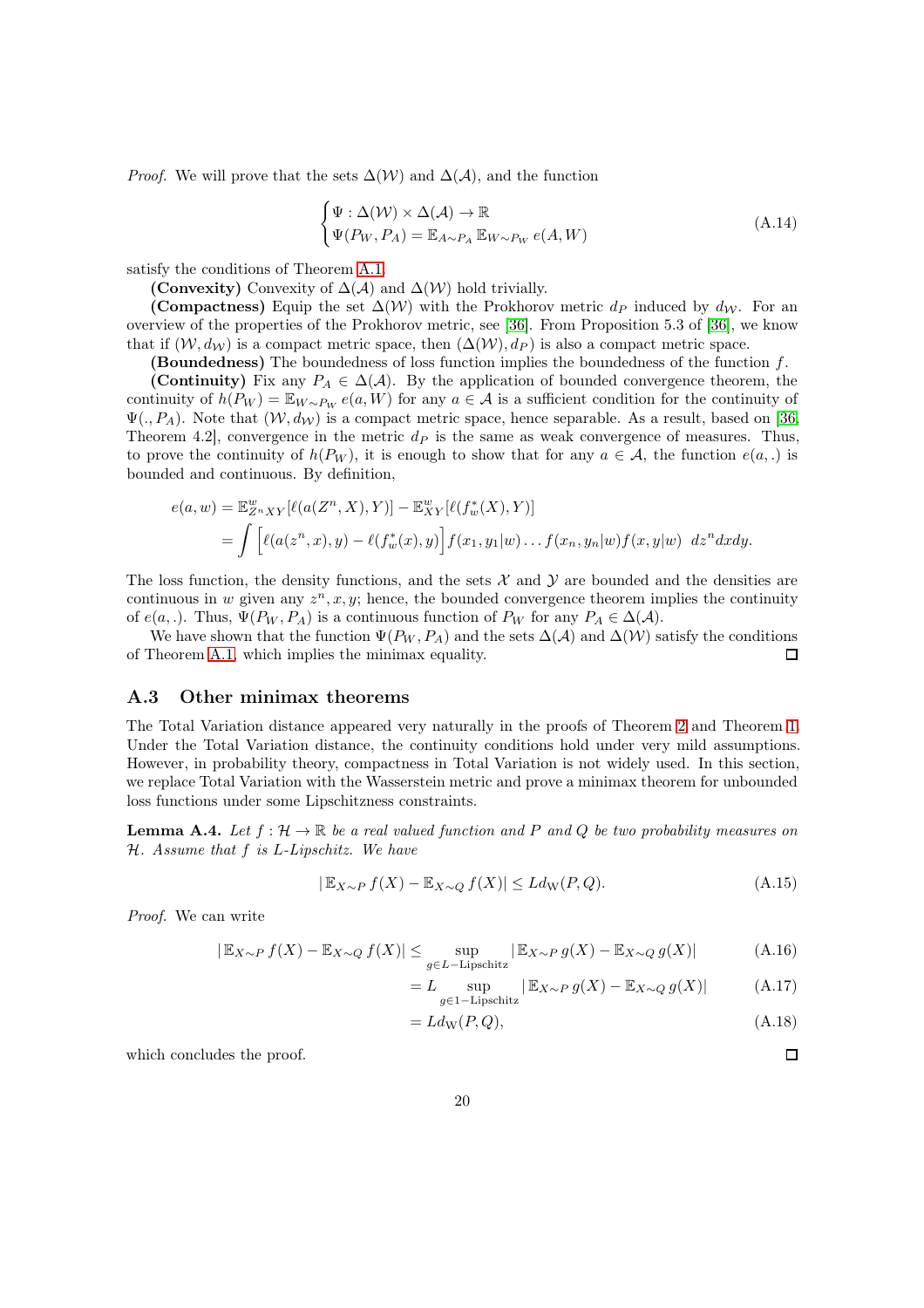*Proof.* We will prove that the sets $\Delta(\mathcal{W})$ and $\Delta(\mathcal{A})$, and the function

$$\begin{cases} \Psi : \Delta(\mathcal{W}) \times \Delta(\mathcal{A}) \to \mathbb{R} \\ \Psi(P_W, P_A) = \mathbb{E}_{A\sim P_A} \mathbb{E}_{W\sim P_W} e(A, W) \end{cases} \tag{A.14}$$

satisfy the conditions of Theorem A.1.

**(Convexity)** Convexity of $\Delta(\mathcal{A})$ and $\Delta(\mathcal{W})$ hold trivially.

**(Compactness)** Equip the set $\Delta(\mathcal{W})$ with the Prokhorov metric $d_P$ induced by $d_{\mathcal{W}}$. For an overview of the properties of the Prokhorov metric, see [36]. From Proposition 5.3 of [36], we know that if $(\mathcal{W}, d_{\mathcal{W}})$ is a compact metric space, then $(\Delta(\mathcal{W}), d_P)$ is also a compact metric space.

**(Boundedness)** The boundedness of loss function implies the boundedness of the function $f$.

**(Continuity)** Fix any $P_A \in \Delta(\mathcal{A})$. By the application of bounded convergence theorem, the continuity of $h(P_W) = \mathbb{E}_{W\sim P_W} e(a, W)$ for any $a \in \mathcal{A}$ is a sufficient condition for the continuity of $\Psi(., P_A)$. Note that $(\mathcal{W}, d_{\mathcal{W}})$ is a compact metric space, hence separable. As a result, based on [36, Theorem 4.2], convergence in the metric $d_P$ is the same as weak convergence of measures. Thus, to prove the continuity of $h(P_W)$, it is enough to show that for any $a \in \mathcal{A}$, the function $e(a, .)$ is bounded and continuous. By definition,

$$\begin{aligned} e(a, w) &= \mathbb{E}^w_{Z^n XY}[\ell(a(Z^n, X), Y)] - \mathbb{E}^w_{XY}[\ell(f^*_w(X), Y)] \\ &= \int \Big[\ell(a(z^n, x), y) - \ell(f^*_w(x), y)\Big] f(x_1, y_1|w) \dots f(x_n, y_n|w) f(x, y|w) \;\; dz^n dx dy. \end{aligned}$$

The loss function, the density functions, and the sets $\mathcal{X}$ and $\mathcal{Y}$ are bounded and the densities are continuous in $w$ given any $z^n, x, y$; hence, the bounded convergence theorem implies the continuity of $e(a, .)$. Thus, $\Psi(P_W, P_A)$ is a continuous function of $P_W$ for any $P_A \in \Delta(\mathcal{A})$.

We have shown that the function $\Psi(P_W, P_A)$ and the sets $\Delta(\mathcal{A})$ and $\Delta(\mathcal{W})$ satisfy the conditions of Theorem A.1, which implies the minimax equality. $\square$

### A.3 Other minimax theorems

The Total Variation distance appeared very naturally in the proofs of Theorem 2 and Theorem 1. Under the Total Variation distance, the continuity conditions hold under very mild assumptions. However, in probability theory, compactness in Total Variation is not widely used. In this section, we replace Total Variation with the Wasserstein metric and prove a minimax theorem for unbounded loss functions under some Lipschitzness constraints.

**Lemma A.4.** *Let $f : \mathcal{H} \to \mathbb{R}$ be a real valued function and $P$ and $Q$ be two probability measures on $\mathcal{H}$. Assume that $f$ is $L$-Lipschitz. We have*

$$|\mathbb{E}_{X\sim P} f(X) - \mathbb{E}_{X\sim Q} f(X)| \le L d_{\mathrm{W}}(P, Q). \tag{A.15}$$

*Proof.* We can write

$$\begin{aligned} |\mathbb{E}_{X\sim P} f(X) - \mathbb{E}_{X\sim Q} f(X)| &\le \sup_{g \in L-\text{Lipschitz}} |\mathbb{E}_{X\sim P} g(X) - \mathbb{E}_{X\sim Q} g(X)| && \text{(A.16)} \\ &= L \sup_{g \in 1-\text{Lipschitz}} |\mathbb{E}_{X\sim P} g(X) - \mathbb{E}_{X\sim Q} g(X)| && \text{(A.17)} \\ &= L d_{\mathrm{W}}(P, Q), && \text{(A.18)} \end{aligned}$$

which concludes the proof. $\square$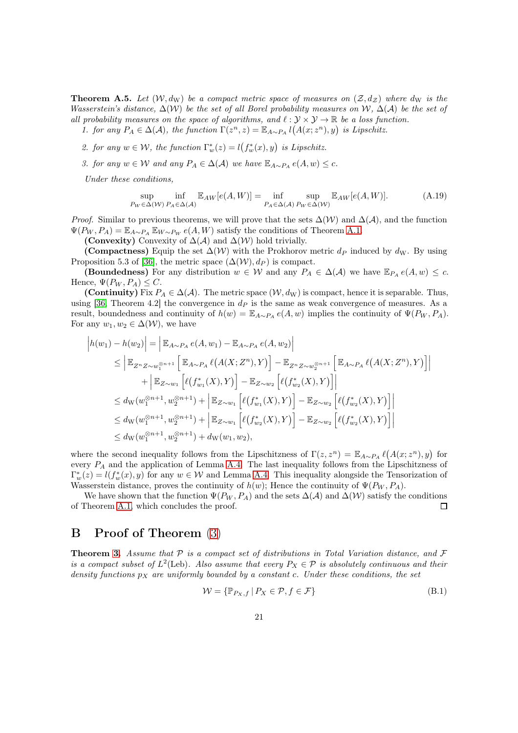**Theorem A.5.** *Let $(\mathcal{W}, d_{\mathrm{W}})$ be a compact metric space of measures on $(\mathcal{Z}, d_{\mathcal{Z}})$ where $d_{\mathrm{W}}$ is the Wasserstein's distance, $\Delta(\mathcal{W})$ be the set of all Borel probability measures on $\mathcal{W}$, $\Delta(\mathcal{A})$ be the set of all probability measures on the space of algorithms, and $\ell : \mathcal{Y} \times \mathcal{Y} \to \mathbb{R}$ be a loss function.*

1. *for any $P_A \in \Delta(\mathcal{A})$, the function $\Gamma(z^n, z) = \mathbb{E}_{A\sim P_A}\, l\big(A(x; z^n), y\big)$ is Lipschitz.*
2. *for any $w \in \mathcal{W}$, the function $\Gamma^*_w(z) = l\big(f^*_w(x), y\big)$ is Lipschitz.*
3. *for any $w \in \mathcal{W}$ and any $P_A \in \Delta(\mathcal{A})$ we have $\mathbb{E}_{A\sim P_A}\, e(A, w) \le c$.*

*Under these conditions,*

$$\sup_{P_W \in \Delta(\mathcal{W})} \inf_{P_A \in \Delta(\mathcal{A})} \mathbb{E}_{AW}[e(A, W)] = \inf_{P_A \in \Delta(\mathcal{A})} \sup_{P_W \in \Delta(\mathcal{W})} \mathbb{E}_{AW}[e(A, W)]. \tag{A.19}$$

*Proof.* Similar to previous theorems, we will prove that the sets $\Delta(\mathcal{W})$ and $\Delta(\mathcal{A})$, and the function $\Psi(P_W, P_A) = \mathbb{E}_{A\sim P_A}\,\mathbb{E}_{W\sim P_W}\, e(A, W)$ satisfy the conditions of Theorem A.1.

**(Convexity)** Convexity of $\Delta(\mathcal{A})$ and $\Delta(\mathcal{W})$ hold trivially.

**(Compactness)** Equip the set $\Delta(\mathcal{W})$ with the Prokhorov metric $d_P$ induced by $d_{\mathrm{W}}$. By using Proposition 5.3 of [36], the metric space $(\Delta(\mathcal{W}), d_P)$ is compact.

**(Boundedness)** For any distribution $w \in \mathcal{W}$ and any $P_A \in \Delta(\mathcal{A})$ we have $\mathbb{E}_{P_A}\, e(A, w) \le c$. Hence, $\Psi(P_W, P_A) \le C$.

**(Continuity)** Fix $P_A \in \Delta(\mathcal{A})$. The metric space $(\mathcal{W}, d_{\mathrm{W}})$ is compact, hence it is separable. Thus, using [36, Theorem 4.2] the convergence in $d_P$ is the same as weak convergence of measures. As a result, boundedness and continuity of $h(w) = \mathbb{E}_{A\sim P_A}\, e(A, w)$ implies the continuity of $\Psi(P_W, P_A)$. For any $w_1, w_2 \in \Delta(\mathcal{W})$, we have

$$\begin{aligned}
\Big| h(w_1) - h(w_2) \Big| &= \Big| \mathbb{E}_{A\sim P_A}\, e(A, w_1) - \mathbb{E}_{A\sim P_A}\, e(A, w_2) \Big| \\
&\le \Big| \mathbb{E}_{Z^n Z \sim w_1^{\otimes n+1}} \Big[ \mathbb{E}_{A\sim P_A}\, \ell\big(A(X; Z^n), Y\big) \Big] - \mathbb{E}_{Z^n Z \sim w_2^{\otimes n+1}} \Big[ \mathbb{E}_{A\sim P_A}\, \ell\big(A(X; Z^n), Y\big) \Big] \Big| \\
&\quad + \Big| \mathbb{E}_{Z\sim w_1} \Big[ \ell\big(f^*_{w_1}(X), Y\big) \Big] - \mathbb{E}_{Z\sim w_2} \Big[ \ell\big(f^*_{w_2}(X), Y\big) \Big] \Big| \\
&\le d_{\mathrm{W}}(w_1^{\otimes n+1}, w_2^{\otimes n+1}) + \Big| \mathbb{E}_{Z\sim w_1} \Big[ \ell\big(f^*_{w_1}(X), Y\big) \Big] - \mathbb{E}_{Z\sim w_2} \Big[ \ell\big(f^*_{w_2}(X), Y\big) \Big] \Big| \\
&\le d_{\mathrm{W}}(w_1^{\otimes n+1}, w_2^{\otimes n+1}) + \Big| \mathbb{E}_{Z\sim w_1} \Big[ \ell\big(f^*_{w_2}(X), Y\big) \Big] - \mathbb{E}_{Z\sim w_2} \Big[ \ell\big(f^*_{w_2}(X), Y\big) \Big] \Big| \\
&\le d_{\mathrm{W}}(w_1^{\otimes n+1}, w_2^{\otimes n+1}) + d_{\mathrm{W}}(w_1, w_2),
\end{aligned}$$

where the second inequality follows from the Lipschitzness of $\Gamma(z, z^n) = \mathbb{E}_{A\sim P_A}\, \ell\big(A(x; z^n), y\big)$ for every $P_A$ and the application of Lemma A.4. The last inequality follows from the Lipschitzness of $\Gamma^*_w(z) = l(f^*_w(x), y)$ for any $w \in \mathcal{W}$ and Lemma A.4. This inequality alongside the Tensorization of Wasserstein distance, proves the continuity of $h(w)$; Hence the continuity of $\Psi(P_W, P_A)$.

We have shown that the function $\Psi(P_W, P_A)$ and the sets $\Delta(\mathcal{A})$ and $\Delta(\mathcal{W})$ satisfy the conditions of Theorem A.1, which concludes the proof. ◻

# B Proof of Theorem (3)

**Theorem 3.** *Assume that $\mathcal{P}$ is a compact set of distributions in Total Variation distance, and $\mathcal{F}$ is a compact subset of $L^2(\text{Leb})$. Also assume that every $P_X \in \mathcal{P}$ is absolutely continuous and their density functions $p_X$ are uniformly bounded by a constant $c$. Under these conditions, the set*

$$\mathcal{W} = \{\mathbb{P}_{P_X, f} \mid P_X \in \mathcal{P}, f \in \mathcal{F}\} \tag{B.1}$$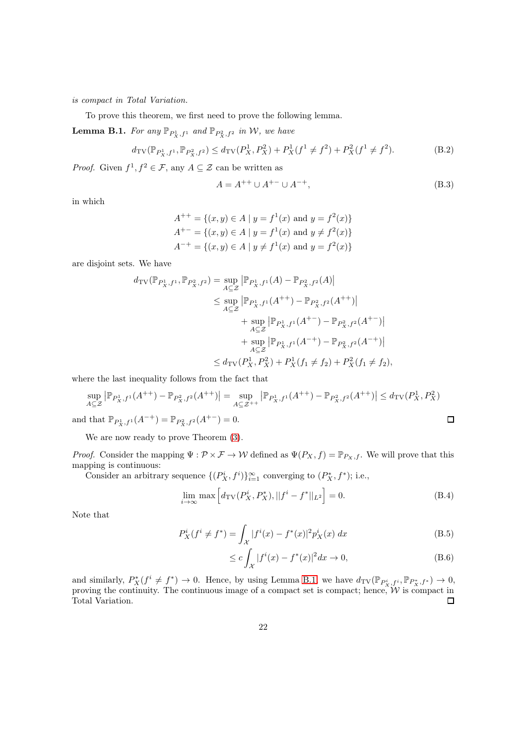*is compact in Total Variation.*

To prove this theorem, we first need to prove the following lemma.

**Lemma B.1.** *For any $\mathbb{P}_{P_X^1, f^1}$ and $\mathbb{P}_{P_X^2, f^2}$ in $\mathcal{W}$, we have*

$$d_{\mathrm{TV}}(\mathbb{P}_{P_X^1, f^1}, \mathbb{P}_{P_X^2, f^2}) \leq d_{\mathrm{TV}}(P_X^1, P_X^2) + P_X^1(f^1 \neq f^2) + P_X^2(f^1 \neq f^2). \tag{B.2}$$

*Proof.* Given $f^1, f^2 \in \mathcal{F}$, any $A \subseteq \mathcal{Z}$ can be written as

$$A = A^{++} \cup A^{+-} \cup A^{-+}, \tag{B.3}$$

in which

$$\begin{aligned}
A^{++} &= \{(x, y) \in A \mid y = f^1(x) \text{ and } y = f^2(x)\} \\
A^{+-} &= \{(x, y) \in A \mid y = f^1(x) \text{ and } y \neq f^2(x)\} \\
A^{-+} &= \{(x, y) \in A \mid y \neq f^1(x) \text{ and } y = f^2(x)\}
\end{aligned}$$

are disjoint sets. We have

$$\begin{aligned}
d_{\mathrm{TV}}(\mathbb{P}_{P_X^1, f^1}, \mathbb{P}_{P_X^2, f^2}) &= \sup_{A \subseteq \mathcal{Z}} \left| \mathbb{P}_{P_X^1, f^1}(A) - \mathbb{P}_{P_X^2, f^2}(A) \right| \\
&\leq \sup_{A \subseteq \mathcal{Z}} \left| \mathbb{P}_{P_X^1, f^1}(A^{++}) - \mathbb{P}_{P_X^2, f^2}(A^{++}) \right| \\
&\quad + \sup_{A \subseteq \mathcal{Z}} \left| \mathbb{P}_{P_X^1, f^1}(A^{+-}) - \mathbb{P}_{P_X^2, f^2}(A^{+-}) \right| \\
&\quad + \sup_{A \subseteq \mathcal{Z}} \left| \mathbb{P}_{P_X^1, f^1}(A^{-+}) - \mathbb{P}_{P_X^2, f^2}(A^{-+}) \right| \\
&\leq d_{\mathrm{TV}}(P_X^1, P_X^2) + P_X^1(f_1 \neq f_2) + P_X^2(f_1 \neq f_2),
\end{aligned}$$

where the last inequality follows from the fact that

$$\sup_{A \subseteq \mathcal{Z}} \left| \mathbb{P}_{P_X^1, f^1}(A^{++}) - \mathbb{P}_{P_X^2, f^2}(A^{++}) \right| = \sup_{A \subseteq \mathcal{Z}^{++}} \left| \mathbb{P}_{P_X^1, f^1}(A^{++}) - \mathbb{P}_{P_X^2, f^2}(A^{++}) \right| \leq d_{\mathrm{TV}}(P_X^1, P_X^2)$$

and that $\mathbb{P}_{P_X^1, f^1}(A^{-+}) = \mathbb{P}_{P_X^2, f^2}(A^{+-}) = 0$. ∎

We are now ready to prove Theorem (3).

*Proof.* Consider the mapping $\Psi : \mathcal{P} \times \mathcal{F} \to \mathcal{W}$ defined as $\Psi(P_X, f) = \mathbb{P}_{P_X, f}$. We will prove that this mapping is continuous:

Consider an arbitrary sequence $\{(P_X^i, f^i)\}_{i=1}^{\infty}$ converging to $(P_X^*, f^*)$; i.e.,

$$\lim_{i \to \infty} \max \Big[ d_{\mathrm{TV}}(P_X^i, P_X^*), ||f^i - f^*||_{L^2} \Big] = 0. \tag{B.4}$$

Note that

$$P_X^i(f^i \neq f^*) = \int_{\mathcal{X}} |f^i(x) - f^*(x)|^2 p_X^i(x) \, dx \tag{B.5}$$

$$\leq c \int_{\mathcal{X}} |f^i(x) - f^*(x)|^2 dx \to 0, \tag{B.6}$$

and similarly, $P_X^*(f^i \neq f^*) \to 0$. Hence, by using Lemma B.1, we have $d_{\mathrm{TV}}(\mathbb{P}_{P_X^i, f^i}, \mathbb{P}_{P_X^*, f^*}) \to 0$, proving the continuity. The continuous image of a compact set is compact; hence, $\mathcal{W}$ is compact in Total Variation. ∎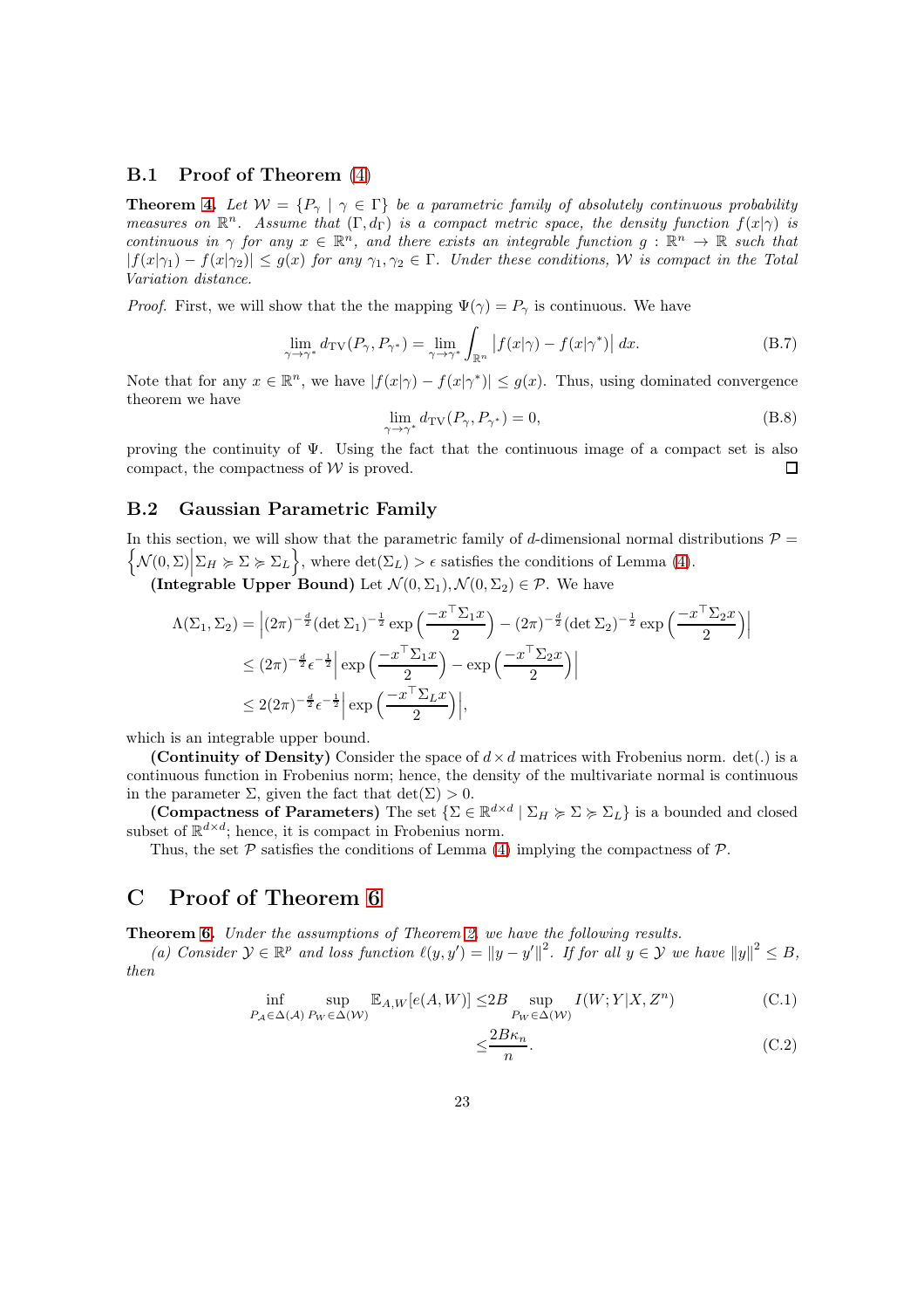### B.1 Proof of Theorem (4)

**Theorem 4.** *Let $\mathcal{W} = \{P_\gamma \mid \gamma \in \Gamma\}$ be a parametric family of absolutely continuous probability measures on $\mathbb{R}^n$. Assume that $(\Gamma, d_\Gamma)$ is a compact metric space, the density function $f(x|\gamma)$ is continuous in $\gamma$ for any $x \in \mathbb{R}^n$, and there exists an integrable function $g : \mathbb{R}^n \to \mathbb{R}$ such that $|f(x|\gamma_1) - f(x|\gamma_2)| \leq g(x)$ for any $\gamma_1, \gamma_2 \in \Gamma$. Under these conditions, $\mathcal{W}$ is compact in the Total Variation distance.*

*Proof.* First, we will show that the the mapping $\Psi(\gamma) = P_\gamma$ is continuous. We have

$$\lim_{\gamma \to \gamma^*} d_{\mathrm{TV}}(P_\gamma, P_{\gamma^*}) = \lim_{\gamma \to \gamma^*} \int_{\mathbb{R}^n} \left| f(x|\gamma) - f(x|\gamma^*) \right| dx. \tag{B.7}$$

Note that for any $x \in \mathbb{R}^n$, we have $|f(x|\gamma) - f(x|\gamma^*)| \leq g(x)$. Thus, using dominated convergence theorem we have

$$\lim_{\gamma \to \gamma^*} d_{\mathrm{TV}}(P_\gamma, P_{\gamma^*}) = 0, \tag{B.8}$$

proving the continuity of $\Psi$. Using the fact that the continuous image of a compact set is also compact, the compactness of $\mathcal{W}$ is proved. ◻

### B.2 Gaussian Parametric Family

In this section, we will show that the parametric family of $d$-dimensional normal distributions $\mathcal{P} = \left\{\mathcal{N}(0, \Sigma) \middle| \Sigma_H \succcurlyeq \Sigma \succcurlyeq \Sigma_L\right\}$, where $\det(\Sigma_L) > \epsilon$ satisfies the conditions of Lemma (4).

**(Integrable Upper Bound)** Let $\mathcal{N}(0, \Sigma_1), \mathcal{N}(0, \Sigma_2) \in \mathcal{P}$. We have

$$\begin{aligned}
\Lambda(\Sigma_1, \Sigma_2) &= \left| (2\pi)^{-\frac{d}{2}} (\det \Sigma_1)^{-\frac{1}{2}} \exp\left(\frac{-x^\top \Sigma_1 x}{2}\right) - (2\pi)^{-\frac{d}{2}} (\det \Sigma_2)^{-\frac{1}{2}} \exp\left(\frac{-x^\top \Sigma_2 x}{2}\right) \right| \\
&\leq (2\pi)^{-\frac{d}{2}} \epsilon^{-\frac{1}{2}} \left| \exp\left(\frac{-x^\top \Sigma_1 x}{2}\right) - \exp\left(\frac{-x^\top \Sigma_2 x}{2}\right) \right| \\
&\leq 2(2\pi)^{-\frac{d}{2}} \epsilon^{-\frac{1}{2}} \left| \exp\left(\frac{-x^\top \Sigma_L x}{2}\right) \right|,
\end{aligned}$$

which is an integrable upper bound.

**(Continuity of Density)** Consider the space of $d \times d$ matrices with Frobenius norm. det(.) is a continuous function in Frobenius norm; hence, the density of the multivariate normal is continuous in the parameter $\Sigma$, given the fact that $\det(\Sigma) > 0$.

**(Compactness of Parameters)** The set $\{\Sigma \in \mathbb{R}^{d \times d} \mid \Sigma_H \succcurlyeq \Sigma \succcurlyeq \Sigma_L\}$ is a bounded and closed subset of $\mathbb{R}^{d \times d}$; hence, it is compact in Frobenius norm.

Thus, the set $\mathcal{P}$ satisfies the conditions of Lemma (4) implying the compactness of $\mathcal{P}$.

# C Proof of Theorem 6

**Theorem 6.** *Under the assumptions of Theorem 2, we have the following results.*

*(a) Consider $\mathcal{Y} \in \mathbb{R}^p$ and loss function $\ell(y, y') = \|y - y'\|^2$. If for all $y \in \mathcal{Y}$ we have $\|y\|^2 \leq B$, then*

$$\inf_{P_\mathcal{A} \in \Delta(\mathcal{A})} \sup_{P_W \in \Delta(\mathcal{W})} \mathbb{E}_{A,W}[e(A, W)] \leq 2B \sup_{P_W \in \Delta(\mathcal{W})} I(W; Y|X, Z^n) \tag{C.1}$$

$$\leq \frac{2B\kappa_n}{n}. \tag{C.2}$$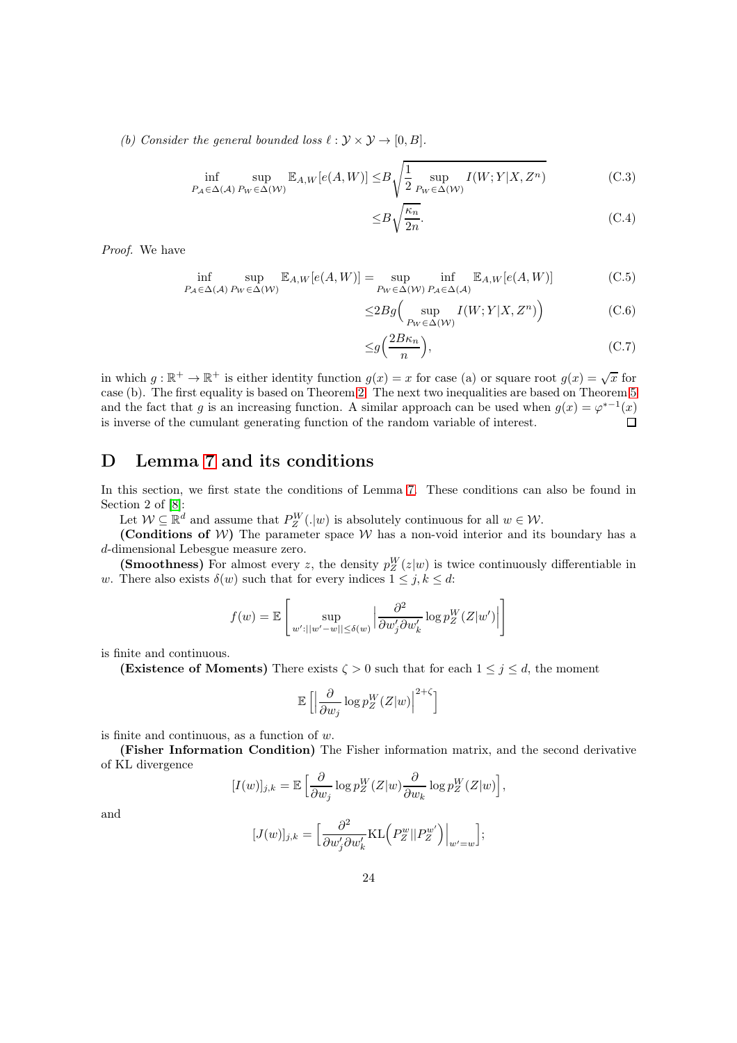*(b) Consider the general bounded loss $\ell : \mathcal{Y} \times \mathcal{Y} \to [0, B]$.*

$$\inf_{P_{\mathcal{A}} \in \Delta(\mathcal{A})} \sup_{P_W \in \Delta(\mathcal{W})} \mathbb{E}_{A,W}[e(A,W)] \leq B\sqrt{\frac{1}{2} \sup_{P_W \in \Delta(\mathcal{W})} I(W;Y|X,Z^n)} \tag{C.3}$$

$$\leq B\sqrt{\frac{\kappa_n}{2n}}. \tag{C.4}$$

*Proof.* We have

$$\inf_{P_{\mathcal{A}} \in \Delta(\mathcal{A})} \sup_{P_W \in \Delta(\mathcal{W})} \mathbb{E}_{A,W}[e(A,W)] = \sup_{P_W \in \Delta(\mathcal{W})} \inf_{P_{\mathcal{A}} \in \Delta(\mathcal{A})} \mathbb{E}_{A,W}[e(A,W)] \tag{C.5}$$

$$\leq 2Bg\Big(\sup_{P_W \in \Delta(\mathcal{W})} I(W;Y|X,Z^n)\Big) \tag{C.6}$$

$$\leq g\Big(\frac{2B\kappa_n}{n}\Big), \tag{C.7}$$

in which $g : \mathbb{R}^+ \to \mathbb{R}^+$ is either identity function $g(x) = x$ for case (a) or square root $g(x) = \sqrt{x}$ for case (b). The first equality is based on Theorem 2. The next two inequalities are based on Theorem 5 and the fact that $g$ is an increasing function. A similar approach can be used when $g(x) = \varphi^{*-1}(x)$ is inverse of the cumulant generating function of the random variable of interest. □

# D Lemma 7 and its conditions

In this section, we first state the conditions of Lemma 7. These conditions can also be found in Section 2 of [8]:

Let $\mathcal{W} \subseteq \mathbb{R}^d$ and assume that $P_Z^W(.|w)$ is absolutely continuous for all $w \in \mathcal{W}$.

**(Conditions of $\mathcal{W}$)** The parameter space $\mathcal{W}$ has a non-void interior and its boundary has a $d$-dimensional Lebesgue measure zero.

**(Smoothness)** For almost every $z$, the density $p_Z^W(z|w)$ is twice continuously differentiable in $w$. There also exists $\delta(w)$ such that for every indices $1 \leq j, k \leq d$:

$$f(w) = \mathbb{E}\left[\sup_{w' : ||w'-w|| \leq \delta(w)} \Big|\frac{\partial^2}{\partial w'_j \partial w'_k} \log p_Z^W(Z|w')\Big|\right]$$

is finite and continuous.

**(Existence of Moments)** There exists $\zeta > 0$ such that for each $1 \leq j \leq d$, the moment

$$\mathbb{E}\left[\Big|\frac{\partial}{\partial w_j} \log p_Z^W(Z|w)\Big|^{2+\zeta}\right]$$

is finite and continuous, as a function of $w$.

**(Fisher Information Condition)** The Fisher information matrix, and the second derivative of KL divergence

$$[I(w)]_{j,k} = \mathbb{E}\Big[\frac{\partial}{\partial w_j} \log p_Z^W(Z|w) \frac{\partial}{\partial w_k} \log p_Z^W(Z|w)\Big],$$

and

$$[J(w)]_{j,k} = \Big[\frac{\partial^2}{\partial w'_j \partial w'_k} \mathrm{KL}\Big(P_Z^w || P_Z^{w'}\Big)\Big|_{w'=w}\Big];$$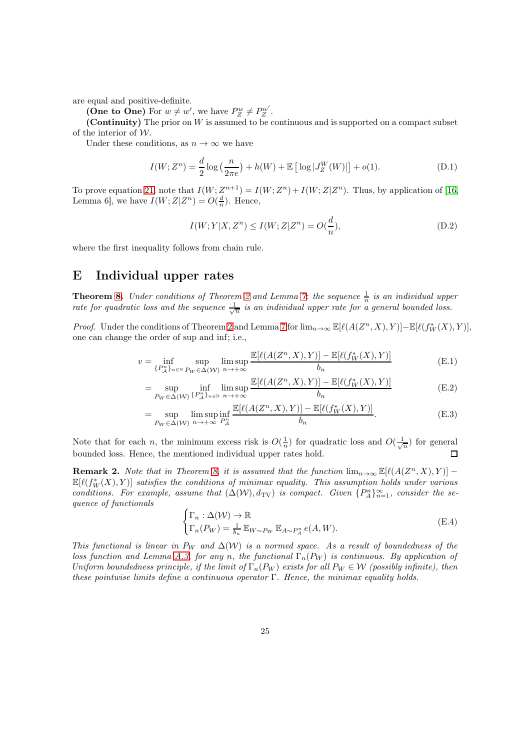are equal and positive-definite.

**(One to One)** For $w \neq w'$, we have $P_Z^w \neq P_Z^{w'}$.

**(Continuity)** The prior on $W$ is assumed to be continuous and is supported on a compact subset of the interior of $\mathcal{W}$.

Under these conditions, as $n \to \infty$ we have

$$I(W; Z^n) = \frac{d}{2} \log\left(\frac{n}{2\pi e}\right) + h(W) + \mathbb{E}\left[\log |J_Z^W(W)|\right] + o(1). \tag{D.1}$$

To prove equation 21, note that $I(W; Z^{n+1}) = I(W; Z^n) + I(W; Z|Z^n)$. Thus, by application of [16, Lemma 6], we have $I(W; Z|Z^n) = O(\frac{d}{n})$. Hence,

$$I(W; Y|X, Z^n) \leq I(W; Z|Z^n) = O(\frac{d}{n}), \tag{D.2}$$

where the first inequality follows from chain rule.

# E Individual upper rates

**Theorem 8.** *Under conditions of Theorem 2 and Lemma 7; the sequence $\frac{1}{n}$ is an individual upper rate for quadratic loss and the sequence $\frac{1}{\sqrt{n}}$ is an individual upper rate for a general bounded loss.*

*Proof.* Under the conditions of Theorem 2 and Lemma 7 for $\lim_{n\to\infty} \mathbb{E}[\ell(A(Z^n, X), Y)] - \mathbb{E}[\ell(f_W^*(X), Y)]$, one can change the order of sup and inf; i.e.,

$$v = \inf_{\{P_{\mathcal{A}}^n\}_{n\in\mathbb{N}}} \sup_{P_W \in \Delta(\mathcal{W})} \limsup_{n\to+\infty} \frac{\mathbb{E}[\ell(A(Z^n, X), Y)] - \mathbb{E}[\ell(f_W^*(X), Y)]}{b_n} \tag{E.1}$$

$$= \sup_{P_W \in \Delta(\mathcal{W})} \inf_{\{P_{\mathcal{A}}^n\}_{n\in\mathbb{N}}} \limsup_{n\to+\infty} \frac{\mathbb{E}[\ell(A(Z^n, X), Y)] - \mathbb{E}[\ell(f_W^*(X), Y)]}{b_n} \tag{E.2}$$

$$= \sup_{P_W \in \Delta(\mathcal{W})} \limsup_{n\to+\infty} \inf_{P_{\mathcal{A}}^n} \frac{\mathbb{E}[\ell(A(Z^n, X), Y)] - \mathbb{E}[\ell(f_W^*(X), Y)]}{b_n}. \tag{E.3}$$

Note that for each $n$, the minimum excess risk is $O(\frac{1}{n})$ for quadratic loss and $O(\frac{1}{\sqrt{n}})$ for general bounded loss. Hence, the mentioned individual upper rates hold. ∎

**Remark 2.** *Note that in Theorem 8, it is assumed that the function $\lim_{n\to\infty} \mathbb{E}[\ell(A(Z^n, X), Y)] - \mathbb{E}[\ell(f_W^*(X), Y)]$ satisfies the conditions of minimax equality. This assumption holds under various conditions. For example, assume that $(\Delta(\mathcal{W}), d_{\mathrm{TV}})$ is compact. Given $\{P_A^n\}_{n=1}^{\infty}$, consider the sequence of functionals*

$$\begin{cases} \Gamma_n : \Delta(\mathcal{W}) \to \mathbb{R} \\ \Gamma_n(P_W) = \frac{1}{b_n} \mathbb{E}_{W\sim P_W} \mathbb{E}_{A\sim P_A^n} e(A, W). \end{cases} \tag{E.4}$$

*This functional is linear in $P_W$ and $\Delta(\mathcal{W})$ is a normed space. As a result of boundedness of the loss function and Lemma A.3, for any $n$, the functional $\Gamma_n(P_W)$ is continuous. By application of Uniform boundedness principle, if the limit of $\Gamma_n(P_W)$ exists for all $P_W \in \mathcal{W}$ (possibly infinite), then these pointwise limits define a continuous operator $\Gamma$. Hence, the minimax equality holds.*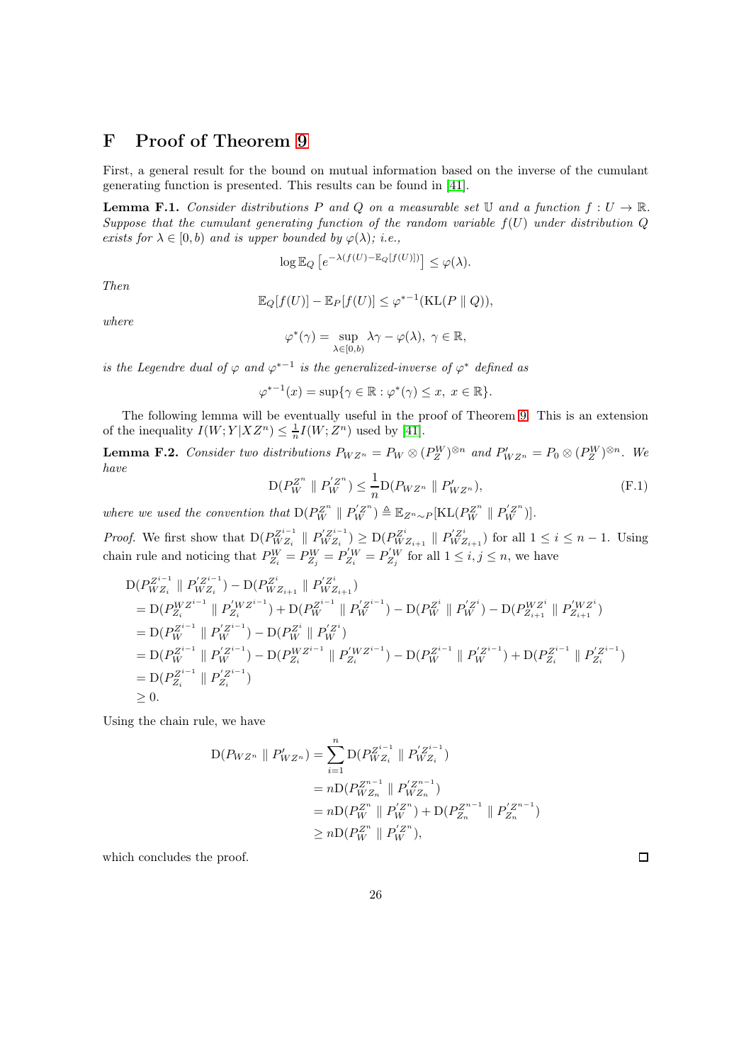# F Proof of Theorem 9

First, a general result for the bound on mutual information based on the inverse of the cumulant generating function is presented. This results can be found in [41].

**Lemma F.1.** *Consider distributions $P$ and $Q$ on a measurable set $\mathbb{U}$ and a function $f : U \to \mathbb{R}$. Suppose that the cumulant generating function of the random variable $f(U)$ under distribution $Q$ exists for $\lambda \in [0, b)$ and is upper bounded by $\varphi(\lambda)$; i.e.,*

$$\log \mathbb{E}_Q \left[ e^{-\lambda(f(U) - \mathbb{E}_Q[f(U)])} \right] \leq \varphi(\lambda).$$

*Then*

$$\mathbb{E}_Q[f(U)] - \mathbb{E}_P[f(U)] \leq \varphi^{*-1}(\mathrm{KL}(P \parallel Q)),$$

*where*

$$\varphi^*(\gamma) = \sup_{\lambda \in [0,b)} \lambda\gamma - \varphi(\lambda),\ \gamma \in \mathbb{R},$$

*is the Legendre dual of $\varphi$ and $\varphi^{*-1}$ is the generalized-inverse of $\varphi^*$ defined as*

$$\varphi^{*-1}(x) = \sup\{\gamma \in \mathbb{R} : \varphi^*(\gamma) \leq x,\ x \in \mathbb{R}\}.$$

The following lemma will be eventually useful in the proof of Theorem 9. This is an extension of the inequality $I(W; Y|XZ^n) \leq \frac{1}{n} I(W; Z^n)$ used by [41].

**Lemma F.2.** *Consider two distributions $P_{WZ^n} = P_W \otimes (P_Z^W)^{\otimes n}$ and $P'_{WZ^n} = P_0 \otimes (P_Z^W)^{\otimes n}$. We have*

$$\mathrm{D}(P_W^{Z^n} \parallel P_W'^{Z^n}) \leq \frac{1}{n} \mathrm{D}(P_{WZ^n} \parallel P'_{WZ^n}), \tag{F.1}$$

*where we used the convention that $\mathrm{D}(P_W^{Z^n} \parallel P_W'^{Z^n}) \triangleq \mathbb{E}_{Z^n \sim P}[\mathrm{KL}(P_W^{Z^n} \parallel P_W'^{Z^n})]$.*

*Proof.* We first show that $\mathrm{D}(P_{WZ_i}^{Z^{i-1}} \parallel P_{WZ_i}'^{Z^{i-1}}) \geq \mathrm{D}(P_{WZ_{i+1}}^{Z^i} \parallel P_{WZ_{i+1}}'^{Z^i})$ for all $1 \leq i \leq n-1$. Using chain rule and noticing that $P_{Z_i}^W = P_{Z_j}^W = P_{Z_i}'^W = P_{Z_j}'^W$ for all $1 \leq i, j \leq n$, we have

$$\begin{aligned}
&\mathrm{D}(P_{WZ_i}^{Z^{i-1}} \parallel P_{WZ_i}'^{Z^{i-1}}) - \mathrm{D}(P_{WZ_{i+1}}^{Z^i} \parallel P_{WZ_{i+1}}'^{Z^i}) \\
&= \mathrm{D}(P_{Z_i}^{WZ^{i-1}} \parallel P_{Z_i}'^{WZ^{i-1}}) + \mathrm{D}(P_W^{Z^{i-1}} \parallel P_W'^{Z^{i-1}}) - \mathrm{D}(P_W^{Z^i} \parallel P_W'^{Z^i}) - \mathrm{D}(P_{Z_{i+1}}^{WZ^i} \parallel P_{Z_{i+1}}'^{WZ^i}) \\
&= \mathrm{D}(P_W^{Z^{i-1}} \parallel P_W'^{Z^{i-1}}) - \mathrm{D}(P_W^{Z^i} \parallel P_W'^{Z^i}) \\
&= \mathrm{D}(P_W^{Z^{i-1}} \parallel P_W'^{Z^{i-1}}) - \mathrm{D}(P_{Z_i}^{WZ^{i-1}} \parallel P_{Z_i}'^{WZ^{i-1}}) - \mathrm{D}(P_W^{Z^{i-1}} \parallel P_W'^{Z^{i-1}}) + \mathrm{D}(P_{Z_i}^{Z^{i-1}} \parallel P_{Z_i}'^{Z^{i-1}}) \\
&= \mathrm{D}(P_{Z_i}^{Z^{i-1}} \parallel P_{Z_i}'^{Z^{i-1}}) \\
&\geq 0.
\end{aligned}$$

Using the chain rule, we have

$$\begin{aligned}
\mathrm{D}(P_{WZ^n} \parallel P'_{WZ^n}) &= \sum_{i=1}^n \mathrm{D}(P_{WZ_i}^{Z^{i-1}} \parallel P_{WZ_i}'^{Z^{i-1}}) \\
&= n\mathrm{D}(P_{WZ_n}^{Z^{n-1}} \parallel P_{WZ_n}'^{Z^{n-1}}) \\
&= n\mathrm{D}(P_W^{Z^n} \parallel P_W'^{Z^n}) + \mathrm{D}(P_{Z_n}^{Z^{n-1}} \parallel P_{Z_n}'^{Z^{n-1}}) \\
&\geq n\mathrm{D}(P_W^{Z^n} \parallel P_W'^{Z^n}),
\end{aligned}$$

which concludes the proof. $\square$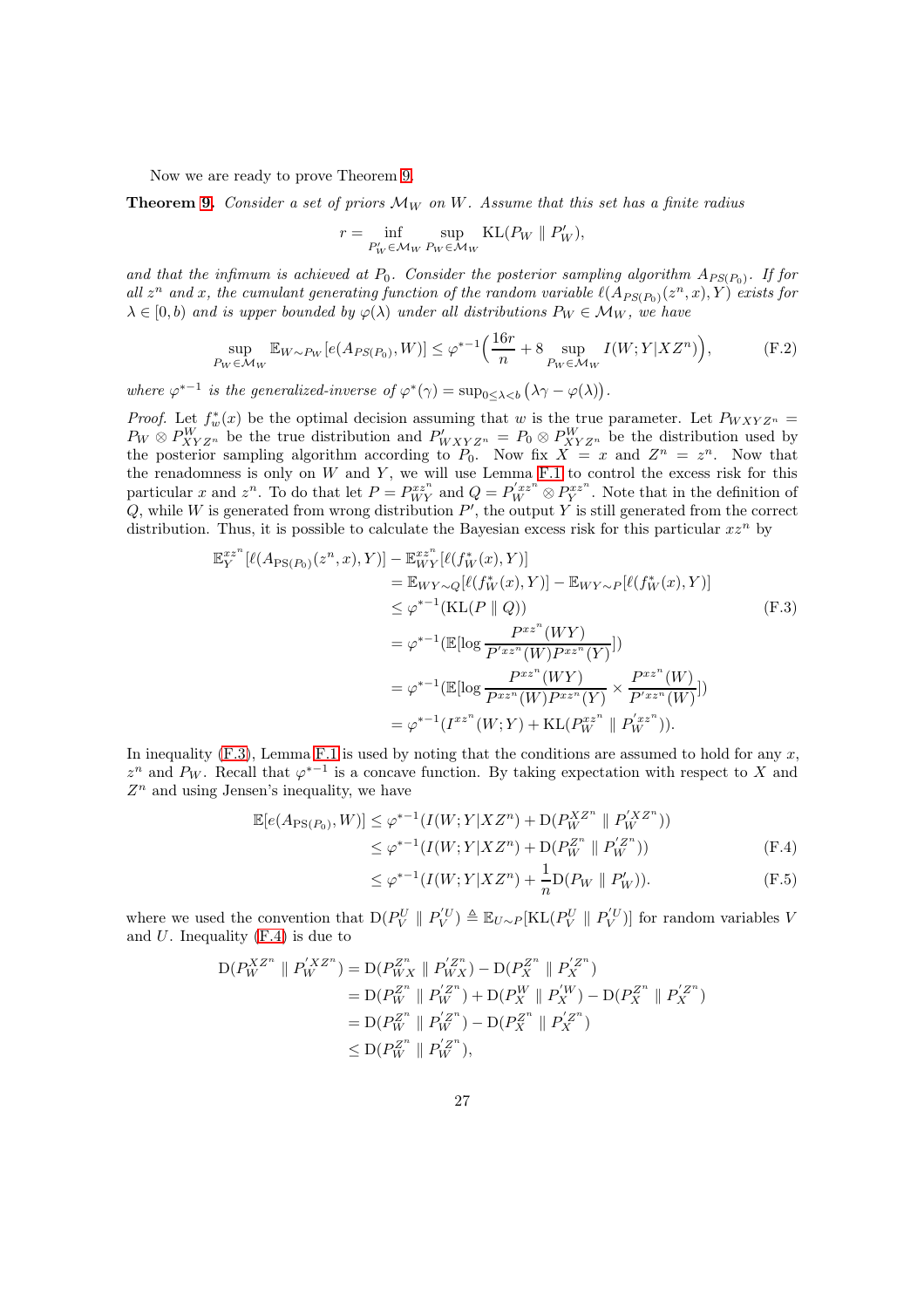Now we are ready to prove Theorem 9.

**Theorem 9.** *Consider a set of priors $\mathcal{M}_W$ on $W$. Assume that this set has a finite radius*

$$r = \inf_{P'_W \in \mathcal{M}_W} \sup_{P_W \in \mathcal{M}_W} \mathrm{KL}(P_W \parallel P'_W),$$

*and that the infimum is achieved at $P_0$. Consider the posterior sampling algorithm $A_{PS(P_0)}$. If for all $z^n$ and $x$, the cumulant generating function of the random variable $\ell(A_{PS(P_0)}(z^n,x),Y)$ exists for $\lambda \in [0,b)$ and is upper bounded by $\varphi(\lambda)$ under all distributions $P_W \in \mathcal{M}_W$, we have*

$$\sup_{P_W \in \mathcal{M}_W} \mathbb{E}_{W\sim P_W}[e(A_{PS(P_0)},W)] \leq \varphi^{*-1}\Big(\frac{16r}{n} + 8 \sup_{P_W \in \mathcal{M}_W} I(W;Y|XZ^n)\Big), \tag{F.2}$$

*where $\varphi^{*-1}$ is the generalized-inverse of $\varphi^*(\gamma) = \sup_{0\leq\lambda<b}\left(\lambda\gamma - \varphi(\lambda)\right)$.*

*Proof.* Let $f^*_w(x)$ be the optimal decision assuming that $w$ is the true parameter. Let $P_{WXYZ^n} = P_W \otimes P^W_{XYZ^n}$ be the true distribution and $P'_{WXYZ^n} = P_0 \otimes P^W_{XYZ^n}$ be the distribution used by the posterior sampling algorithm according to $P_0$. Now fix $X = x$ and $Z^n = z^n$. Now that the renadomness is only on $W$ and $Y$, we will use Lemma F.1 to control the excess risk for this particular $x$ and $z^n$. To do that let $P = P^{xz^n}_{WY}$ and $Q = P'^{xz^n}_W \otimes P^{xz^n}_Y$. Note that in the definition of $Q$, while $W$ is generated from wrong distribution $P'$, the output $Y$ is still generated from the correct distribution. Thus, it is possible to calculate the Bayesian excess risk for this particular $xz^n$ by

$$\begin{aligned}
\mathbb{E}^{xz^n}_Y[\ell(A_{\mathrm{PS}(P_0)}(z^n,x),Y)] - \mathbb{E}^{xz^n}_{WY}[\ell(f^*_W(x),Y)]
&= \mathbb{E}_{WY\sim Q}[\ell(f^*_W(x),Y)] - \mathbb{E}_{WY\sim P}[\ell(f^*_W(x),Y)] \\
&\leq \varphi^{*-1}(\mathrm{KL}(P \parallel Q)) \\
&= \varphi^{*-1}(\mathbb{E}[\log \frac{P^{xz^n}(WY)}{P'^{xz^n}(W)P^{xz^n}(Y)}]) \\
&= \varphi^{*-1}(\mathbb{E}[\log \frac{P^{xz^n}(WY)}{P^{xz^n}(W)P^{xz^n}(Y)} \times \frac{P^{xz^n}(W)}{P'^{xz^n}(W)}]) \\
&= \varphi^{*-1}(I^{xz^n}(W;Y) + \mathrm{KL}(P^{xz^n}_W \parallel P'^{xz^n}_W)).
\end{aligned} \tag{F.3}$$

In inequality (F.3), Lemma F.1 is used by noting that the conditions are assumed to hold for any $x$, $z^n$ and $P_W$. Recall that $\varphi^{*-1}$ is a concave function. By taking expectation with respect to $X$ and $Z^n$ and using Jensen's inequality, we have

$$\begin{aligned}
\mathbb{E}[e(A_{\mathrm{PS}(P_0)},W)] &\leq \varphi^{*-1}(I(W;Y|XZ^n) + \mathrm{D}(P^{XZ^n}_W \parallel P'^{XZ^n}_W)) \\
&\leq \varphi^{*-1}(I(W;Y|XZ^n) + \mathrm{D}(P^{Z^n}_W \parallel P'^{Z^n}_W)) \qquad\qquad (\text{F.4})\\
&\leq \varphi^{*-1}(I(W;Y|XZ^n) + \frac{1}{n}\mathrm{D}(P_W \parallel P'_W)). \qquad\qquad (\text{F.5})
\end{aligned}$$

where we used the convention that $\mathrm{D}(P^U_V \parallel P'^U_V) \triangleq \mathbb{E}_{U\sim P}[\mathrm{KL}(P^U_V \parallel P'^U_V)]$ for random variables $V$ and $U$. Inequality (F.4) is due to

$$\begin{aligned}
\mathrm{D}(P^{XZ^n}_W \parallel P'^{XZ^n}_W) &= \mathrm{D}(P^{Z^n}_{WX} \parallel P'^{Z^n}_{WX}) - \mathrm{D}(P^{Z^n}_X \parallel P'^{Z^n}_X) \\
&= \mathrm{D}(P^{Z^n}_W \parallel P'^{Z^n}_W) + \mathrm{D}(P^W_X \parallel P'^W_X) - \mathrm{D}(P^{Z^n}_X \parallel P'^{Z^n}_X) \\
&= \mathrm{D}(P^{Z^n}_W \parallel P'^{Z^n}_W) - \mathrm{D}(P^{Z^n}_X \parallel P'^{Z^n}_X) \\
&\leq \mathrm{D}(P^{Z^n}_W \parallel P'^{Z^n}_W),
\end{aligned}$$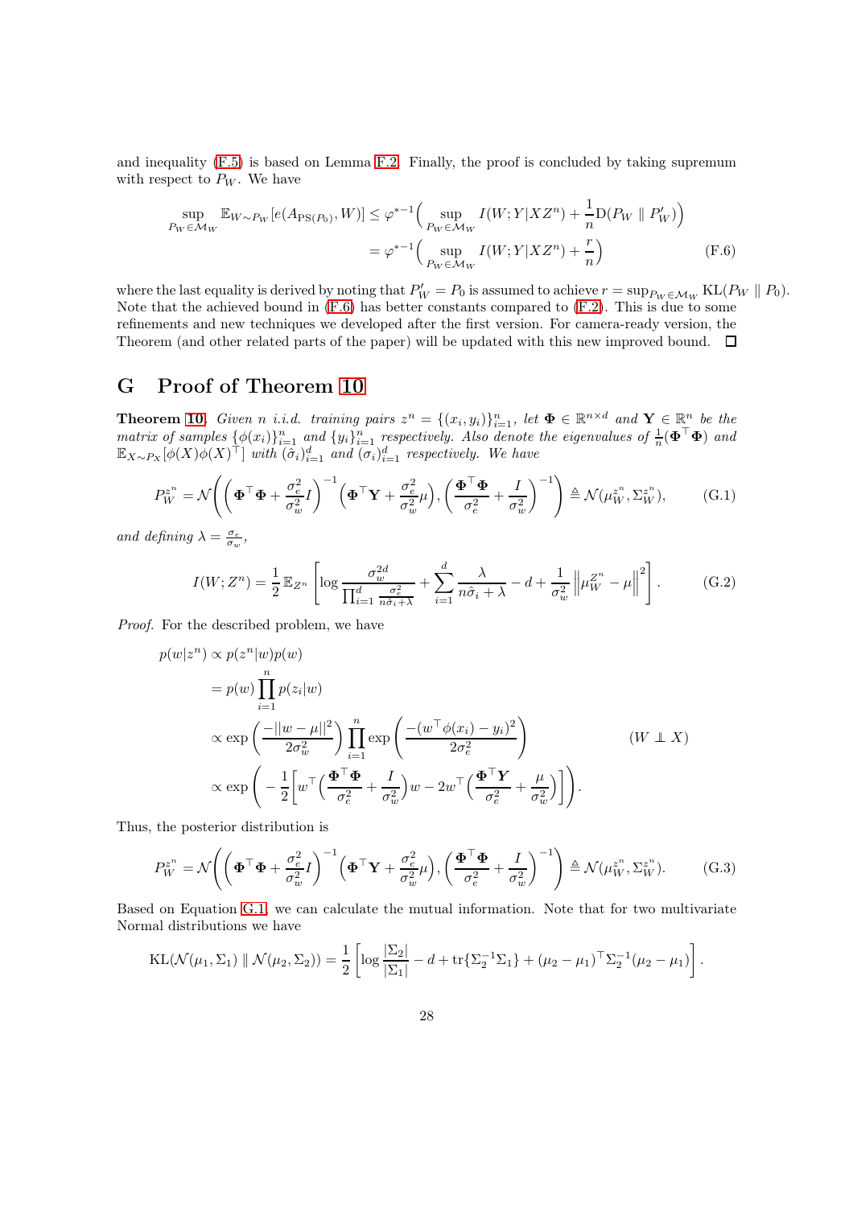and inequality (F.5) is based on Lemma F.2. Finally, the proof is concluded by taking supremum with respect to $P_W$. We have

$$
\begin{aligned}
\sup_{P_W \in \mathcal{M}_W} \mathbb{E}_{W\sim P_W}[e(A_{\mathrm{PS}(P_0)}, W)] &\leq \varphi^{*-1}\Big( \sup_{P_W \in \mathcal{M}_W} I(W;Y|XZ^n) + \frac{1}{n}\mathrm{D}(P_W \parallel P_W')\Big) \\
&= \varphi^{*-1}\Big( \sup_{P_W \in \mathcal{M}_W} I(W;Y|XZ^n) + \frac{r}{n}\Big) \qquad \text{(F.6)}
\end{aligned}
$$

where the last equality is derived by noting that $P_W' = P_0$ is assumed to achieve $r = \sup_{P_W\in\mathcal{M}_W} \mathrm{KL}(P_W \parallel P_0)$. Note that the achieved bound in (F.6) has better constants compared to (F.2). This is due to some refinements and new techniques we developed after the first version. For camera-ready version, the Theorem (and other related parts of the paper) will be updated with this new improved bound. $\square$

# G Proof of Theorem 10

**Theorem 10.** *Given $n$ i.i.d. training pairs $z^n = \{(x_i, y_i)\}_{i=1}^n$, let $\mathbf{\Phi} \in \mathbb{R}^{n\times d}$ and $\mathbf{Y} \in \mathbb{R}^n$ be the matrix of samples $\{\phi(x_i)\}_{i=1}^n$ and $\{y_i\}_{i=1}^n$ respectively. Also denote the eigenvalues of $\frac{1}{n}(\mathbf{\Phi}^\top\mathbf{\Phi})$ and $\mathbb{E}_{X\sim P_X}[\phi(X)\phi(X)^\top]$ with $(\hat{\sigma}_i)_{i=1}^d$ and $(\sigma_i)_{i=1}^d$ respectively. We have*

$$
P_W^{z^n} = \mathcal{N}\Bigg( \left(\mathbf{\Phi}^\top\mathbf{\Phi} + \frac{\sigma_e^2}{\sigma_w^2}I\right)^{-1}\left(\mathbf{\Phi}^\top\mathbf{Y} + \frac{\sigma_e^2}{\sigma_w^2}\mu\right), \left(\frac{\mathbf{\Phi}^\top\mathbf{\Phi}}{\sigma_e^2} + \frac{I}{\sigma_w^2}\right)^{-1}\Bigg) \triangleq \mathcal{N}(\mu_W^{z^n}, \Sigma_W^{z^n}), \qquad \text{(G.1)}
$$

*and defining $\lambda = \frac{\sigma_e}{\sigma_w}$,*

$$
I(W;Z^n) = \frac{1}{2}\,\mathbb{E}_{Z^n}\left[\log\frac{\sigma_w^{2d}}{\prod_{i=1}^d \frac{\sigma_e^2}{n\hat{\sigma}_i+\lambda}} + \sum_{i=1}^d \frac{\lambda}{n\hat{\sigma}_i + \lambda} - d + \frac{1}{\sigma_w^2}\left\|\mu_W^{Z^n} - \mu\right\|^2\right]. \qquad \text{(G.2)}
$$

*Proof.* For the described problem, we have

$$
\begin{aligned}
p(w|z^n) &\propto p(z^n|w)p(w) \\
&= p(w)\prod_{i=1}^n p(z_i|w) \\
&\propto \exp\left(\frac{-||w-\mu||^2}{2\sigma_w^2}\right)\prod_{i=1}^n \exp\left(\frac{-(w^\top\phi(x_i) - y_i)^2}{2\sigma_e^2}\right) \qquad\qquad (W \perp\!\!\!\perp X) \\
&\propto \exp\left( -\frac{1}{2}\left[ w^\top\Big(\frac{\mathbf{\Phi}^\top\mathbf{\Phi}}{\sigma_e^2} + \frac{I}{\sigma_w^2}\Big)w - 2w^\top\Big(\frac{\mathbf{\Phi}^\top\boldsymbol{Y}}{\sigma_e^2} + \frac{\mu}{\sigma_w^2}\Big)\right]\right).
\end{aligned}
$$

Thus, the posterior distribution is

$$
P_W^{z^n} = \mathcal{N}\Bigg( \left(\mathbf{\Phi}^\top\mathbf{\Phi} + \frac{\sigma_e^2}{\sigma_w^2}I\right)^{-1}\left(\mathbf{\Phi}^\top\mathbf{Y} + \frac{\sigma_e^2}{\sigma_w^2}\mu\right), \left(\frac{\mathbf{\Phi}^\top\mathbf{\Phi}}{\sigma_e^2} + \frac{I}{\sigma_w^2}\right)^{-1}\Bigg) \triangleq \mathcal{N}(\mu_W^{z^n}, \Sigma_W^{z^n}). \qquad \text{(G.3)}
$$

Based on Equation G.1, we can calculate the mutual information. Note that for two multivariate Normal distributions we have

$$
\mathrm{KL}(\mathcal{N}(\mu_1,\Sigma_1) \parallel \mathcal{N}(\mu_2,\Sigma_2)) = \frac{1}{2}\left[\log\frac{|\Sigma_2|}{|\Sigma_1|} - d + \mathrm{tr}\{\Sigma_2^{-1}\Sigma_1\} + (\mu_2-\mu_1)^\top\Sigma_2^{-1}(\mu_2-\mu_1)\right].
$$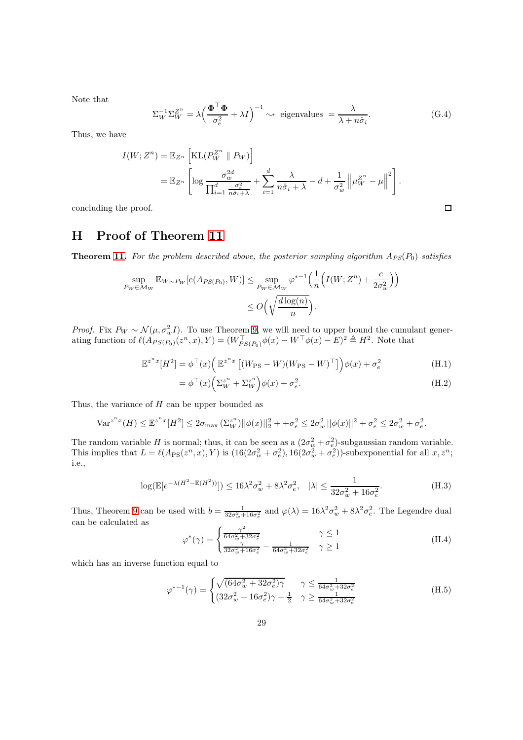Note that

$$\Sigma_W^{-1}\Sigma_W^{Z^n} = \lambda\Big(\frac{\mathbf{\Phi}^\top\mathbf{\Phi}}{\sigma_e^2} + \lambda I\Big)^{-1} \rightsquigarrow \text{ eigenvalues } = \frac{\lambda}{\lambda + n\hat{\sigma}_i}. \tag{G.4}$$

Thus, we have

$$\begin{aligned}
I(W;Z^n) &= \mathbb{E}_{Z^n}\Big[\mathrm{KL}(P_W^{Z^n} \parallel P_W)\Big] \\
&= \mathbb{E}_{Z^n}\left[\log\frac{\sigma_w^{2d}}{\prod_{i=1}^d \frac{\sigma_e^2}{n\hat{\sigma}_i+\lambda}} + \sum_{i=1}^d \frac{\lambda}{n\hat{\sigma}_i+\lambda} - d + \frac{1}{\sigma_w^2}\Big\|\mu_W^{Z^n} - \mu\Big\|^2\right].
\end{aligned}$$

concluding the proof. ◻

# H Proof of Theorem 11

**Theorem 11.** *For the problem described above, the posterior sampling algorithm $A_{PS}(P_0)$ satisfies*

$$\begin{aligned}
\sup_{P_W\in\mathcal{M}_W} \mathbb{E}_{W\sim P_W}[e(A_{PS(P_0)}, W)] &\le \sup_{P_W\in\mathcal{M}_W} \varphi^{*-1}\Big(\frac{1}{n}\Big(I(W;Z^n) + \frac{c}{2\sigma_w^2}\Big)\Big) \\
&\le O\Big(\sqrt{\frac{d\log(n)}{n}}\Big).
\end{aligned}$$

*Proof.* Fix $P_W \sim \mathcal{N}(\mu, \sigma_w^2 I)$. To use Theorem 9, we will need to upper bound the cumulant generating function of $\ell(A_{PS(P_0)}(z^n,x),Y) = (W_{PS(P_0)}^\top\phi(x) - W^\top\phi(x) - E)^2 \triangleq H^2$. Note that

$$\begin{aligned}
\mathbb{E}^{z^n x}[H^2] &= \phi^\top(x)\Big(\mathbb{E}^{z^n x}\left[(W_{\mathrm{PS}} - W)(W_{\mathrm{PS}} - W)^\top\right]\Big)\phi(x) + \sigma_e^2 && \text{(H.1)}\\
&= \phi^\top(x)\Big(\Sigma_W^{z^n} + \Sigma_W^{z^n}\Big)\phi(x) + \sigma_e^2. && \text{(H.2)}
\end{aligned}$$

Thus, the variance of $H$ can be upper bounded as

$$\mathrm{Var}^{z^n x}(H) \le \mathbb{E}^{z^n x}[H^2] \le 2\sigma_{\max}(\Sigma_W^{z^n})||\phi(x)||_2^2 + +\sigma_e^2 \le 2\sigma_w^2\,||\phi(x)||^2 + \sigma_e^2 \le 2\sigma_w^2 + \sigma_e^2.$$

The random variable $H$ is normal; thus, it can be seen as a $(2\sigma_w^2+\sigma_e^2)$-subgaussian random variable. This implies that $L = \ell(A_{\mathrm{PS}}(z^n,x),Y)$ is $(16(2\sigma_w^2+\sigma_e^2), 16(2\sigma_w^2+\sigma_e^2))$-subexponential for all $x, z^n$; i.e.,

$$\log(\mathbb{E}[e^{-\lambda(H^2-\mathbb{E}(H^2))}]) \le 16\lambda^2\sigma_w^2 + 8\lambda^2\sigma_e^2, \quad |\lambda| \le \frac{1}{32\sigma_w^2 + 16\sigma_e^2}. \tag{H.3}$$

Thus, Theorem 9 can be used with $b = \frac{1}{32\sigma_w^2+16\sigma_e^2}$ and $\varphi(\lambda) = 16\lambda^2\sigma_w^2 + 8\lambda^2\sigma_e^2$. The Legendre dual can be calculated as

$$\varphi^*(\gamma) = \begin{cases} \frac{\gamma^2}{64\sigma_w^2+32\sigma_e^2} & \gamma \le 1 \\ \frac{\gamma}{32\sigma_w^2+16\sigma_e^2} - \frac{1}{64\sigma_w^2+32\sigma_e^2} & \gamma \ge 1 \end{cases} \tag{H.4}$$

which has an inverse function equal to

$$\varphi^{*-1}(\gamma) = \begin{cases} \sqrt{(64\sigma_w^2+32\sigma_e^2)\gamma} & \gamma \le \frac{1}{64\sigma_w^2+32\sigma_e^2} \\ (32\sigma_w^2+16\sigma_e^2)\gamma + \frac{1}{2} & \gamma \ge \frac{1}{64\sigma_w^2+32\sigma_e^2} \end{cases} \tag{H.5}$$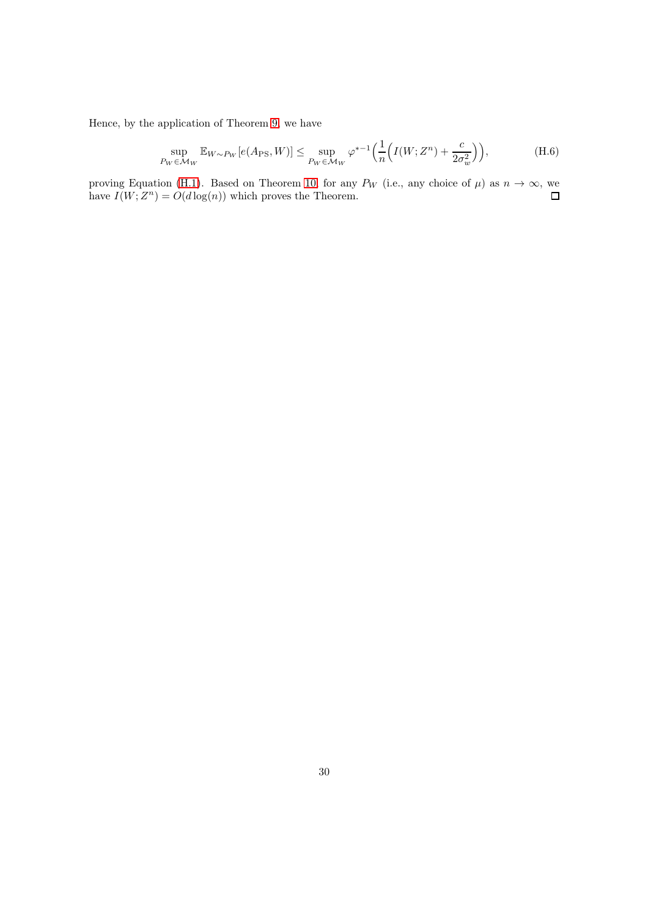Hence, by the application of Theorem 9, we have

$$\sup_{P_W \in \mathcal{M}_W} \mathbb{E}_{W \sim P_W}[e(A_{\mathrm{PS}}, W)] \leq \sup_{P_W \in \mathcal{M}_W} \varphi^{*-1}\Big(\frac{1}{n}\Big(I(W;Z^n) + \frac{c}{2\sigma_w^2}\Big)\Big), \tag{H.6}$$

proving Equation (H.1). Based on Theorem 10, for any $P_W$ (i.e., any choice of $\mu$) as $n \to \infty$, we have $I(W;Z^n) = O(d\log(n))$ which proves the Theorem. ◻